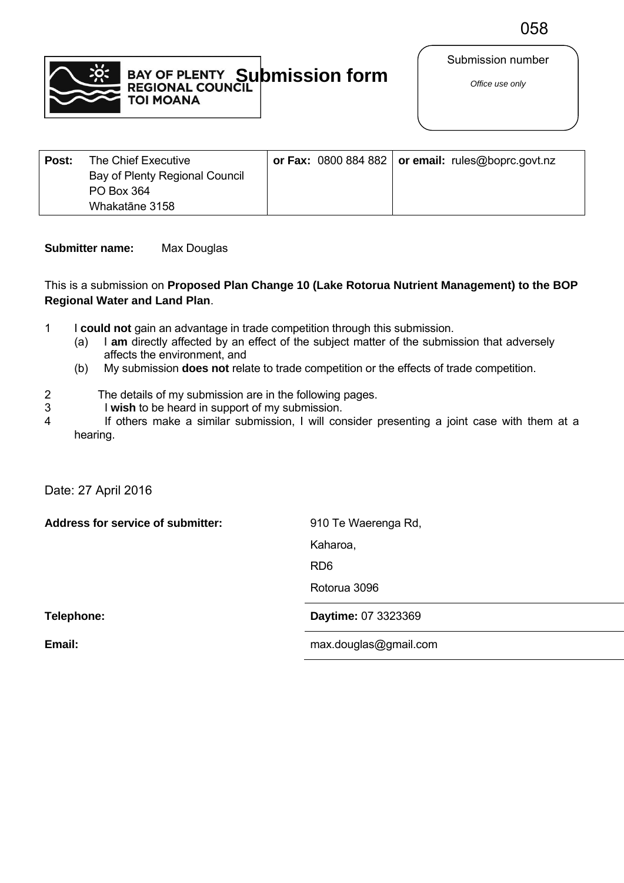058

# Submission form

BAY OF PLENTY REGIONAL COUNCIL TOI MOANA

Submission number

*Office use only*

| **Post:** The Chief Executive<br>Bay of Plenty Regional Council<br>PO Box 364<br>Whakatāne 3158 | **or Fax:** 0800 884 882 | **or email:** rules@boprc.govt.nz |
|---|---|---|

**Submitter name:** Max Douglas

This is a submission on **Proposed Plan Change 10 (Lake Rotorua Nutrient Management) to the BOP Regional Water and Land Plan**.

1. I **could not** gain an advantage in trade competition through this submission.
   - (a) I **am** directly affected by an effect of the subject matter of the submission that adversely affects the environment, and
   - (b) My submission **does not** relate to trade competition or the effects of trade competition.
2. The details of my submission are in the following pages.
3. I **wish** to be heard in support of my submission.
4. If others make a similar submission, I will consider presenting a joint case with them at a hearing.

Date: 27 April 2016

**Address for service of submitter:** 910 Te Waerenga Rd,
Kaharoa,
RD6
Rotorua 3096

**Telephone:** **Daytime:** 07 3323369

**Email:** max.douglas@gmail.com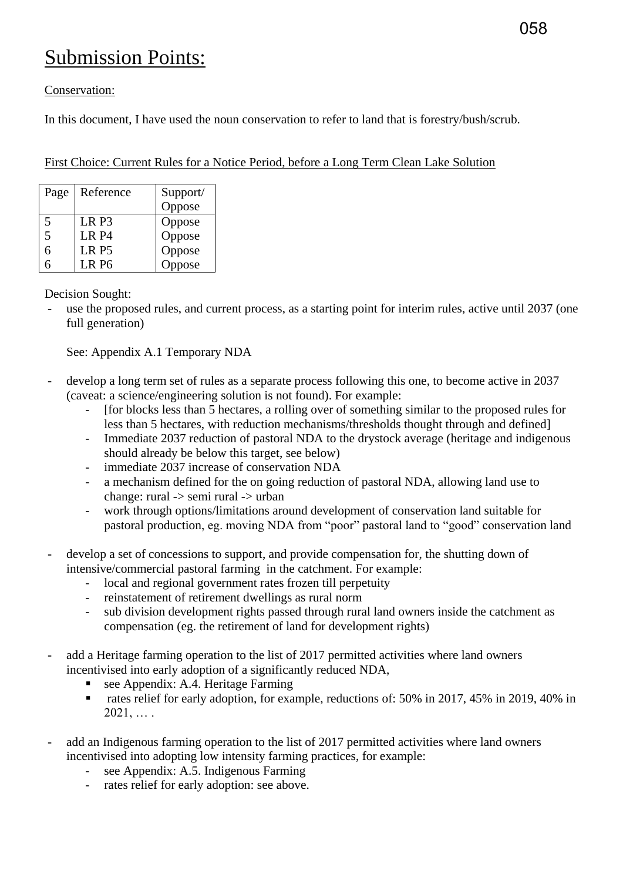# Submission Points:

Conservation:

In this document, I have used the noun conservation to refer to land that is forestry/bush/scrub.

First Choice: Current Rules for a Notice Period, before a Long Term Clean Lake Solution

| Page | Reference | Support/ Oppose |
|---|---|---|
| 5 | LR P3 | Oppose |
| 5 | LR P4 | Oppose |
| 6 | LR P5 | Oppose |
| 6 | LR P6 | Oppose |

Decision Sought:

- use the proposed rules, and current process, as a starting point for interim rules, active until 2037 (one full generation)

  See: Appendix A.1 Temporary NDA

- develop a long term set of rules as a separate process following this one, to become active in 2037 (caveat: a science/engineering solution is not found). For example:
  - [for blocks less than 5 hectares, a rolling over of something similar to the proposed rules for less than 5 hectares, with reduction mechanisms/thresholds thought through and defined]
  - Immediate 2037 reduction of pastoral NDA to the drystock average (heritage and indigenous should already be below this target, see below)
  - immediate 2037 increase of conservation NDA
  - a mechanism defined for the on going reduction of pastoral NDA, allowing land use to change: rural -> semi rural -> urban
  - work through options/limitations around development of conservation land suitable for pastoral production, eg. moving NDA from "poor" pastoral land to "good" conservation land

- develop a set of concessions to support, and provide compensation for, the shutting down of intensive/commercial pastoral farming in the catchment. For example:
  - local and regional government rates frozen till perpetuity
  - reinstatement of retirement dwellings as rural norm
  - sub division development rights passed through rural land owners inside the catchment as compensation (eg. the retirement of land for development rights)

- add a Heritage farming operation to the list of 2017 permitted activities where land owners incentivised into early adoption of a significantly reduced NDA,
  - see Appendix: A.4. Heritage Farming
  - rates relief for early adoption, for example, reductions of: 50% in 2017, 45% in 2019, 40% in 2021, … .

- add an Indigenous farming operation to the list of 2017 permitted activities where land owners incentivised into adopting low intensity farming practices, for example:
  - see Appendix: A.5. Indigenous Farming
  - rates relief for early adoption: see above.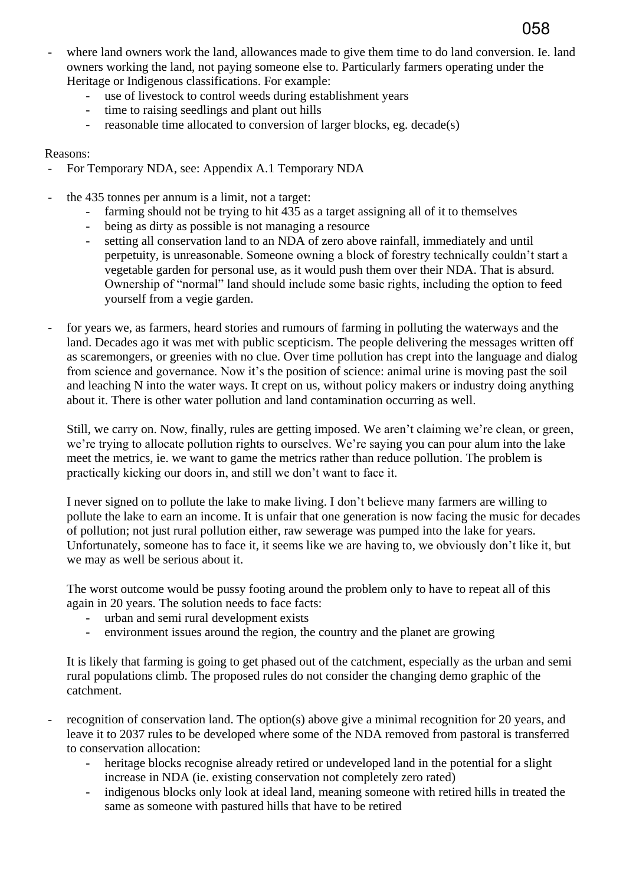- where land owners work the land, allowances made to give them time to do land conversion. Ie. land owners working the land, not paying someone else to. Particularly farmers operating under the Heritage or Indigenous classifications. For example:
    - use of livestock to control weeds during establishment years
    - time to raising seedlings and plant out hills
    - reasonable time allocated to conversion of larger blocks, eg. decade(s)

Reasons:

- For Temporary NDA, see: Appendix A.1 Temporary NDA

- the 435 tonnes per annum is a limit, not a target:
    - farming should not be trying to hit 435 as a target assigning all of it to themselves
    - being as dirty as possible is not managing a resource
    - setting all conservation land to an NDA of zero above rainfall, immediately and until perpetuity, is unreasonable. Someone owning a block of forestry technically couldn't start a vegetable garden for personal use, as it would push them over their NDA. That is absurd. Ownership of "normal" land should include some basic rights, including the option to feed yourself from a vegie garden.

- for years we, as farmers, heard stories and rumours of farming in polluting the waterways and the land. Decades ago it was met with public scepticism. The people delivering the messages written off as scaremongers, or greenies with no clue. Over time pollution has crept into the language and dialog from science and governance. Now it's the position of science: animal urine is moving past the soil and leaching N into the water ways. It crept on us, without policy makers or industry doing anything about it. There is other water pollution and land contamination occurring as well.

  Still, we carry on. Now, finally, rules are getting imposed. We aren't claiming we're clean, or green, we're trying to allocate pollution rights to ourselves. We're saying you can pour alum into the lake meet the metrics, ie. we want to game the metrics rather than reduce pollution. The problem is practically kicking our doors in, and still we don't want to face it.

  I never signed on to pollute the lake to make living. I don't believe many farmers are willing to pollute the lake to earn an income. It is unfair that one generation is now facing the music for decades of pollution; not just rural pollution either, raw sewerage was pumped into the lake for years. Unfortunately, someone has to face it, it seems like we are having to, we obviously don't like it, but we may as well be serious about it.

  The worst outcome would be pussy footing around the problem only to have to repeat all of this again in 20 years. The solution needs to face facts:
    - urban and semi rural development exists
    - environment issues around the region, the country and the planet are growing

  It is likely that farming is going to get phased out of the catchment, especially as the urban and semi rural populations climb. The proposed rules do not consider the changing demo graphic of the catchment.

- recognition of conservation land. The option(s) above give a minimal recognition for 20 years, and leave it to 2037 rules to be developed where some of the NDA removed from pastoral is transferred to conservation allocation:
    - heritage blocks recognise already retired or undeveloped land in the potential for a slight increase in NDA (ie. existing conservation not completely zero rated)
    - indigenous blocks only look at ideal land, meaning someone with retired hills in treated the same as someone with pastured hills that have to be retired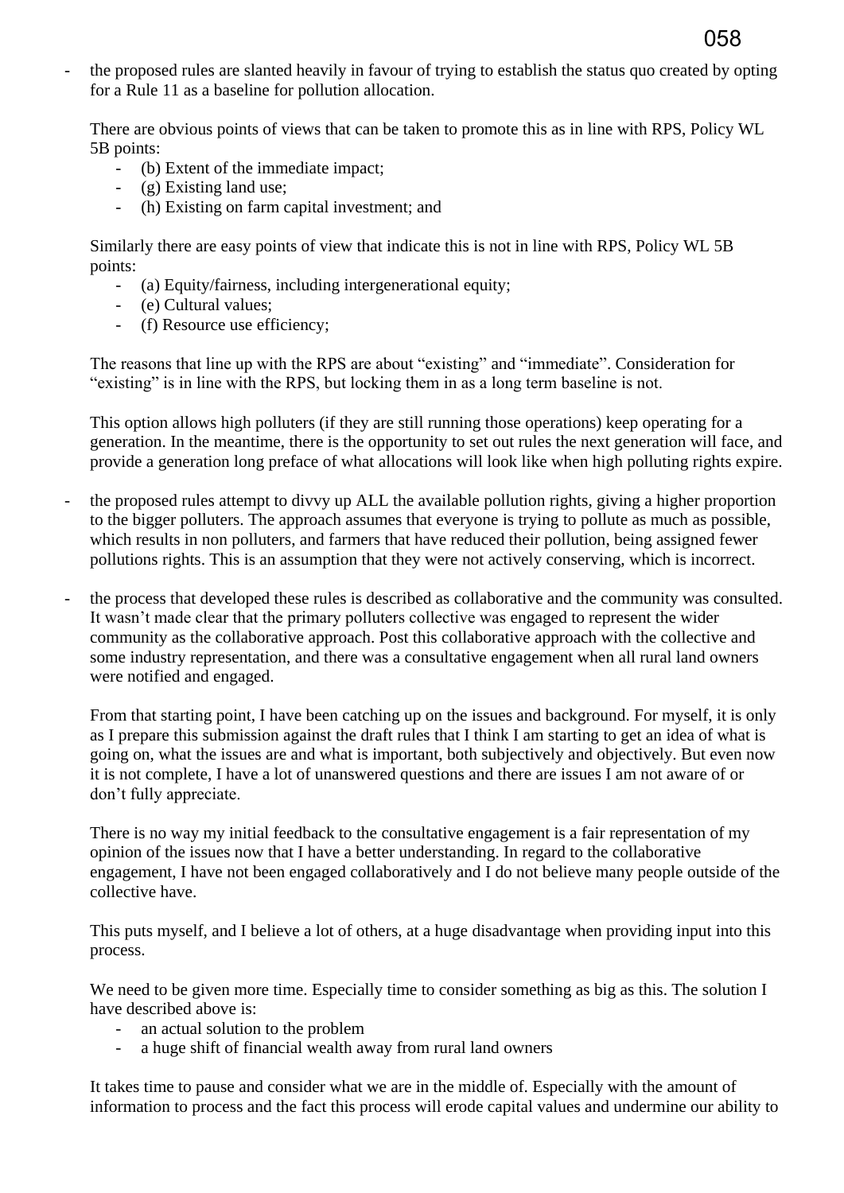- the proposed rules are slanted heavily in favour of trying to establish the status quo created by opting for a Rule 11 as a baseline for pollution allocation.

  There are obvious points of views that can be taken to promote this as in line with RPS, Policy WL 5B points:
  - (b) Extent of the immediate impact;
  - (g) Existing land use;
  - (h) Existing on farm capital investment; and

  Similarly there are easy points of view that indicate this is not in line with RPS, Policy WL 5B points:
  - (a) Equity/fairness, including intergenerational equity;
  - (e) Cultural values;
  - (f) Resource use efficiency;

  The reasons that line up with the RPS are about "existing" and "immediate". Consideration for "existing" is in line with the RPS, but locking them in as a long term baseline is not.

  This option allows high polluters (if they are still running those operations) keep operating for a generation. In the meantime, there is the opportunity to set out rules the next generation will face, and provide a generation long preface of what allocations will look like when high polluting rights expire.

- the proposed rules attempt to divvy up ALL the available pollution rights, giving a higher proportion to the bigger polluters. The approach assumes that everyone is trying to pollute as much as possible, which results in non polluters, and farmers that have reduced their pollution, being assigned fewer pollutions rights. This is an assumption that they were not actively conserving, which is incorrect.

- the process that developed these rules is described as collaborative and the community was consulted. It wasn't made clear that the primary polluters collective was engaged to represent the wider community as the collaborative approach. Post this collaborative approach with the collective and some industry representation, and there was a consultative engagement when all rural land owners were notified and engaged.

  From that starting point, I have been catching up on the issues and background. For myself, it is only as I prepare this submission against the draft rules that I think I am starting to get an idea of what is going on, what the issues are and what is important, both subjectively and objectively. But even now it is not complete, I have a lot of unanswered questions and there are issues I am not aware of or don't fully appreciate.

  There is no way my initial feedback to the consultative engagement is a fair representation of my opinion of the issues now that I have a better understanding. In regard to the collaborative engagement, I have not been engaged collaboratively and I do not believe many people outside of the collective have.

  This puts myself, and I believe a lot of others, at a huge disadvantage when providing input into this process.

  We need to be given more time. Especially time to consider something as big as this. The solution I have described above is:
  - an actual solution to the problem
  - a huge shift of financial wealth away from rural land owners

  It takes time to pause and consider what we are in the middle of. Especially with the amount of information to process and the fact this process will erode capital values and undermine our ability to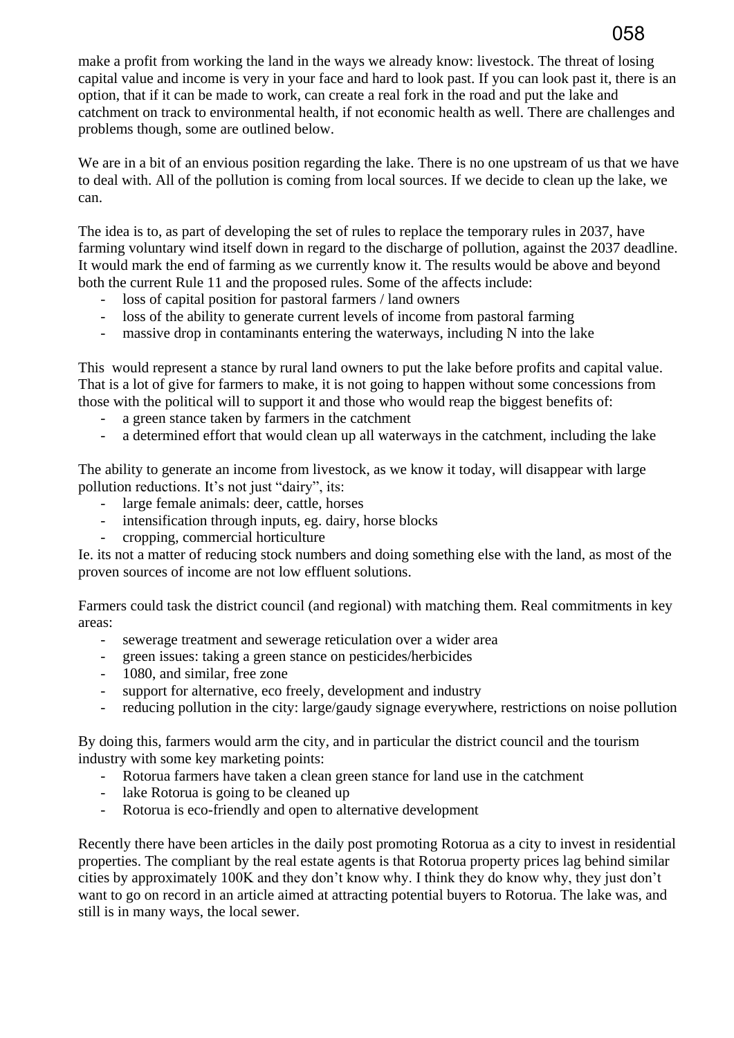make a profit from working the land in the ways we already know: livestock. The threat of losing capital value and income is very in your face and hard to look past. If you can look past it, there is an option, that if it can be made to work, can create a real fork in the road and put the lake and catchment on track to environmental health, if not economic health as well. There are challenges and problems though, some are outlined below.

We are in a bit of an envious position regarding the lake. There is no one upstream of us that we have to deal with. All of the pollution is coming from local sources. If we decide to clean up the lake, we can.

The idea is to, as part of developing the set of rules to replace the temporary rules in 2037, have farming voluntary wind itself down in regard to the discharge of pollution, against the 2037 deadline. It would mark the end of farming as we currently know it. The results would be above and beyond both the current Rule 11 and the proposed rules. Some of the affects include:

- loss of capital position for pastoral farmers / land owners
- loss of the ability to generate current levels of income from pastoral farming
- massive drop in contaminants entering the waterways, including N into the lake

This would represent a stance by rural land owners to put the lake before profits and capital value. That is a lot of give for farmers to make, it is not going to happen without some concessions from those with the political will to support it and those who would reap the biggest benefits of:

- a green stance taken by farmers in the catchment
- a determined effort that would clean up all waterways in the catchment, including the lake

The ability to generate an income from livestock, as we know it today, will disappear with large pollution reductions. It's not just "dairy", its:

- large female animals: deer, cattle, horses
- intensification through inputs, eg. dairy, horse blocks
- cropping, commercial horticulture

Ie. its not a matter of reducing stock numbers and doing something else with the land, as most of the proven sources of income are not low effluent solutions.

Farmers could task the district council (and regional) with matching them. Real commitments in key areas:

- sewerage treatment and sewerage reticulation over a wider area
- green issues: taking a green stance on pesticides/herbicides
- 1080, and similar, free zone
- support for alternative, eco freely, development and industry
- reducing pollution in the city: large/gaudy signage everywhere, restrictions on noise pollution

By doing this, farmers would arm the city, and in particular the district council and the tourism industry with some key marketing points:

- Rotorua farmers have taken a clean green stance for land use in the catchment
- lake Rotorua is going to be cleaned up
- Rotorua is eco-friendly and open to alternative development

Recently there have been articles in the daily post promoting Rotorua as a city to invest in residential properties. The compliant by the real estate agents is that Rotorua property prices lag behind similar cities by approximately 100K and they don't know why. I think they do know why, they just don't want to go on record in an article aimed at attracting potential buyers to Rotorua. The lake was, and still is in many ways, the local sewer.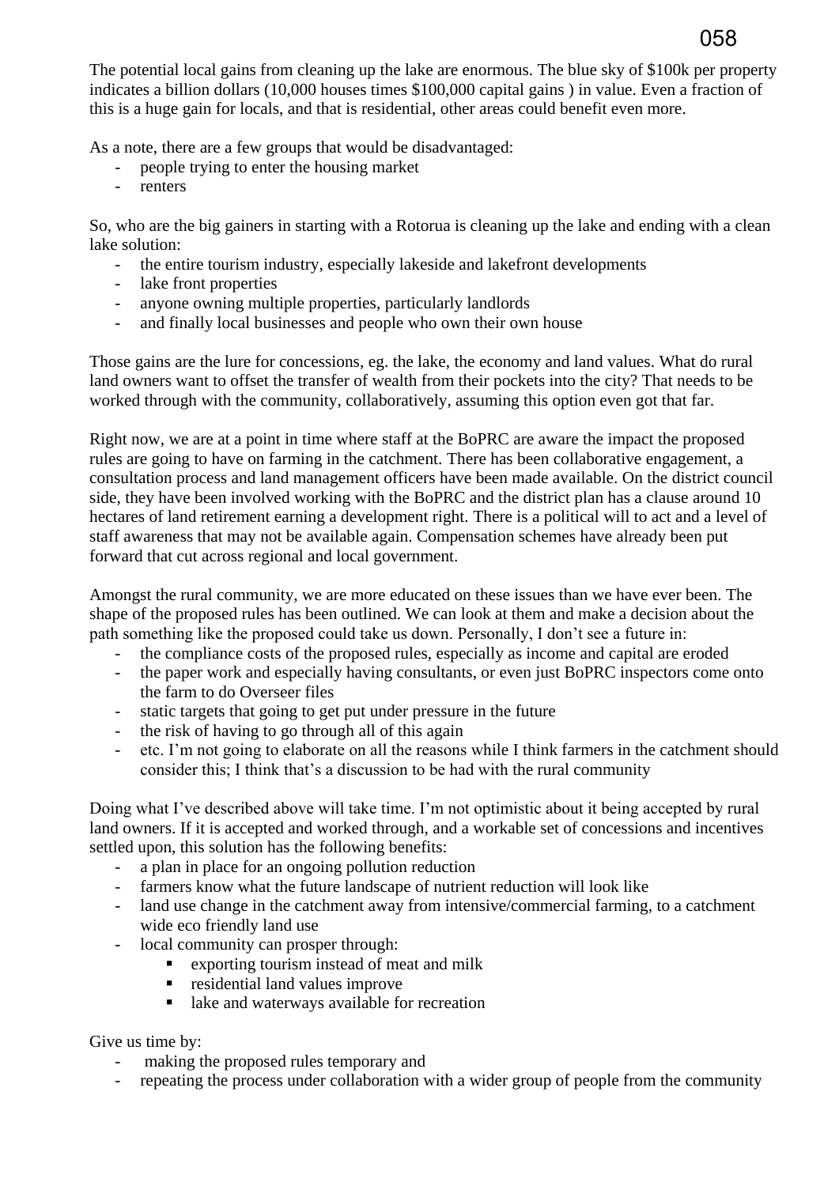The potential local gains from cleaning up the lake are enormous. The blue sky of $100k per property indicates a billion dollars (10,000 houses times $100,000 capital gains ) in value. Even a fraction of this is a huge gain for locals, and that is residential, other areas could benefit even more.

As a note, there are a few groups that would be disadvantaged:

- people trying to enter the housing market
- renters

So, who are the big gainers in starting with a Rotorua is cleaning up the lake and ending with a clean lake solution:

- the entire tourism industry, especially lakeside and lakefront developments
- lake front properties
- anyone owning multiple properties, particularly landlords
- and finally local businesses and people who own their own house

Those gains are the lure for concessions, eg. the lake, the economy and land values. What do rural land owners want to offset the transfer of wealth from their pockets into the city? That needs to be worked through with the community, collaboratively, assuming this option even got that far.

Right now, we are at a point in time where staff at the BoPRC are aware the impact the proposed rules are going to have on farming in the catchment. There has been collaborative engagement, a consultation process and land management officers have been made available. On the district council side, they have been involved working with the BoPRC and the district plan has a clause around 10 hectares of land retirement earning a development right. There is a political will to act and a level of staff awareness that may not be available again. Compensation schemes have already been put forward that cut across regional and local government.

Amongst the rural community, we are more educated on these issues than we have ever been. The shape of the proposed rules has been outlined. We can look at them and make a decision about the path something like the proposed could take us down. Personally, I don't see a future in:

- the compliance costs of the proposed rules, especially as income and capital are eroded
- the paper work and especially having consultants, or even just BoPRC inspectors come onto the farm to do Overseer files
- static targets that going to get put under pressure in the future
- the risk of having to go through all of this again
- etc. I'm not going to elaborate on all the reasons while I think farmers in the catchment should consider this; I think that's a discussion to be had with the rural community

Doing what I've described above will take time. I'm not optimistic about it being accepted by rural land owners. If it is accepted and worked through, and a workable set of concessions and incentives settled upon, this solution has the following benefits:

- a plan in place for an ongoing pollution reduction
- farmers know what the future landscape of nutrient reduction will look like
- land use change in the catchment away from intensive/commercial farming, to a catchment wide eco friendly land use
- local community can prosper through:
  - exporting tourism instead of meat and milk
  - residential land values improve
  - lake and waterways available for recreation

Give us time by:

- making the proposed rules temporary and
- repeating the process under collaboration with a wider group of people from the community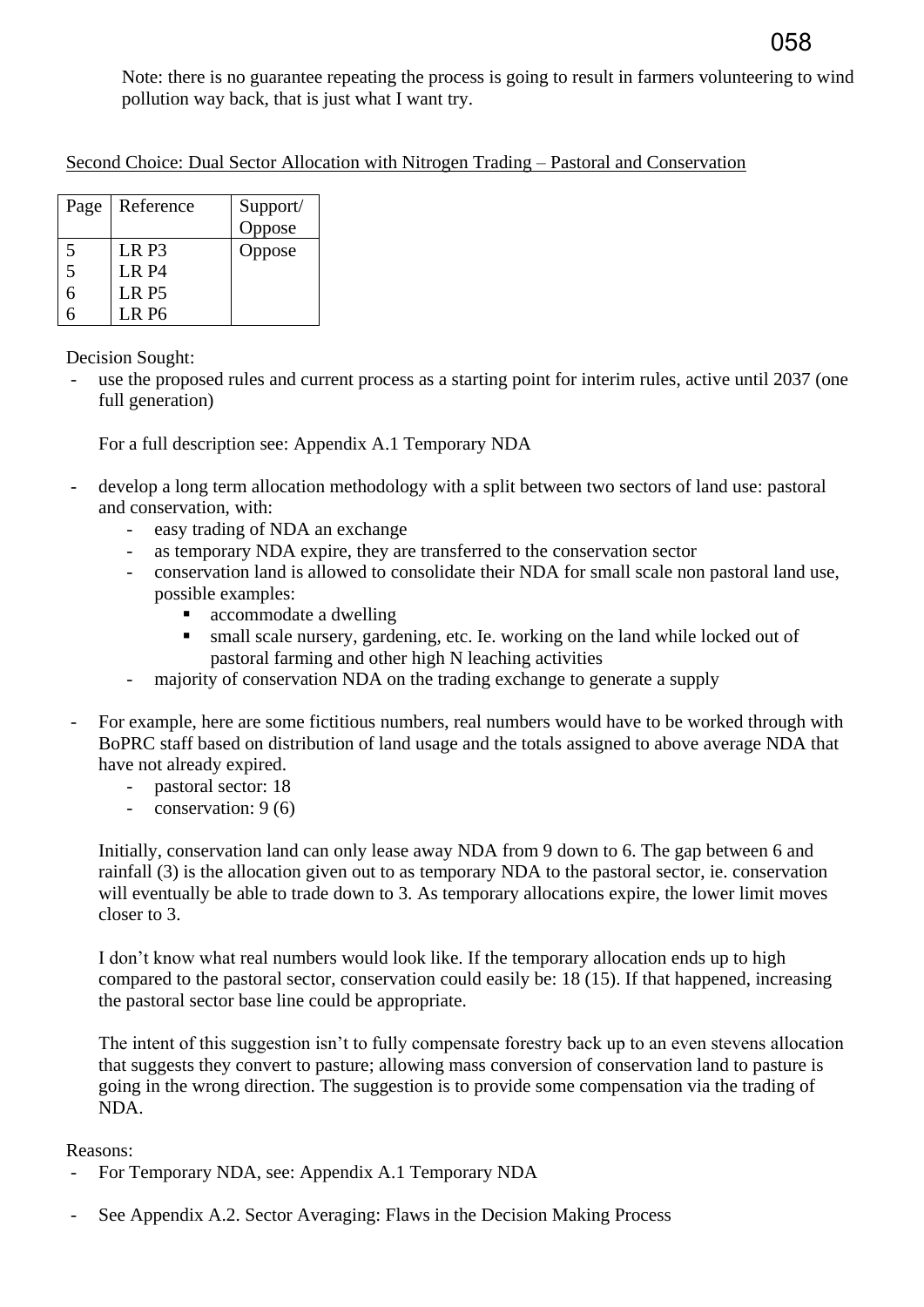Note: there is no guarantee repeating the process is going to result in farmers volunteering to wind pollution way back, that is just what I want try.

Second Choice: Dual Sector Allocation with Nitrogen Trading – Pastoral and Conservation

| Page | Reference | Support/ Oppose |
|---|---|---|
| 5 | LR P3 | Oppose |
| 5 | LR P4 | |
| 6 | LR P5 | |
| 6 | LR P6 | |

Decision Sought:

- use the proposed rules and current process as a starting point for interim rules, active until 2037 (one full generation)

  For a full description see: Appendix A.1 Temporary NDA

- develop a long term allocation methodology with a split between two sectors of land use: pastoral and conservation, with:
  - easy trading of NDA an exchange
  - as temporary NDA expire, they are transferred to the conservation sector
  - conservation land is allowed to consolidate their NDA for small scale non pastoral land use, possible examples:
    - accommodate a dwelling
    - small scale nursery, gardening, etc. Ie. working on the land while locked out of pastoral farming and other high N leaching activities
  - majority of conservation NDA on the trading exchange to generate a supply

- For example, here are some fictitious numbers, real numbers would have to be worked through with BoPRC staff based on distribution of land usage and the totals assigned to above average NDA that have not already expired.
  - pastoral sector: 18
  - conservation: 9 (6)

  Initially, conservation land can only lease away NDA from 9 down to 6. The gap between 6 and rainfall (3) is the allocation given out to as temporary NDA to the pastoral sector, ie. conservation will eventually be able to trade down to 3. As temporary allocations expire, the lower limit moves closer to 3.

  I don't know what real numbers would look like. If the temporary allocation ends up to high compared to the pastoral sector, conservation could easily be: 18 (15). If that happened, increasing the pastoral sector base line could be appropriate.

  The intent of this suggestion isn't to fully compensate forestry back up to an even stevens allocation that suggests they convert to pasture; allowing mass conversion of conservation land to pasture is going in the wrong direction. The suggestion is to provide some compensation via the trading of NDA.

Reasons:

- For Temporary NDA, see: Appendix A.1 Temporary NDA

- See Appendix A.2. Sector Averaging: Flaws in the Decision Making Process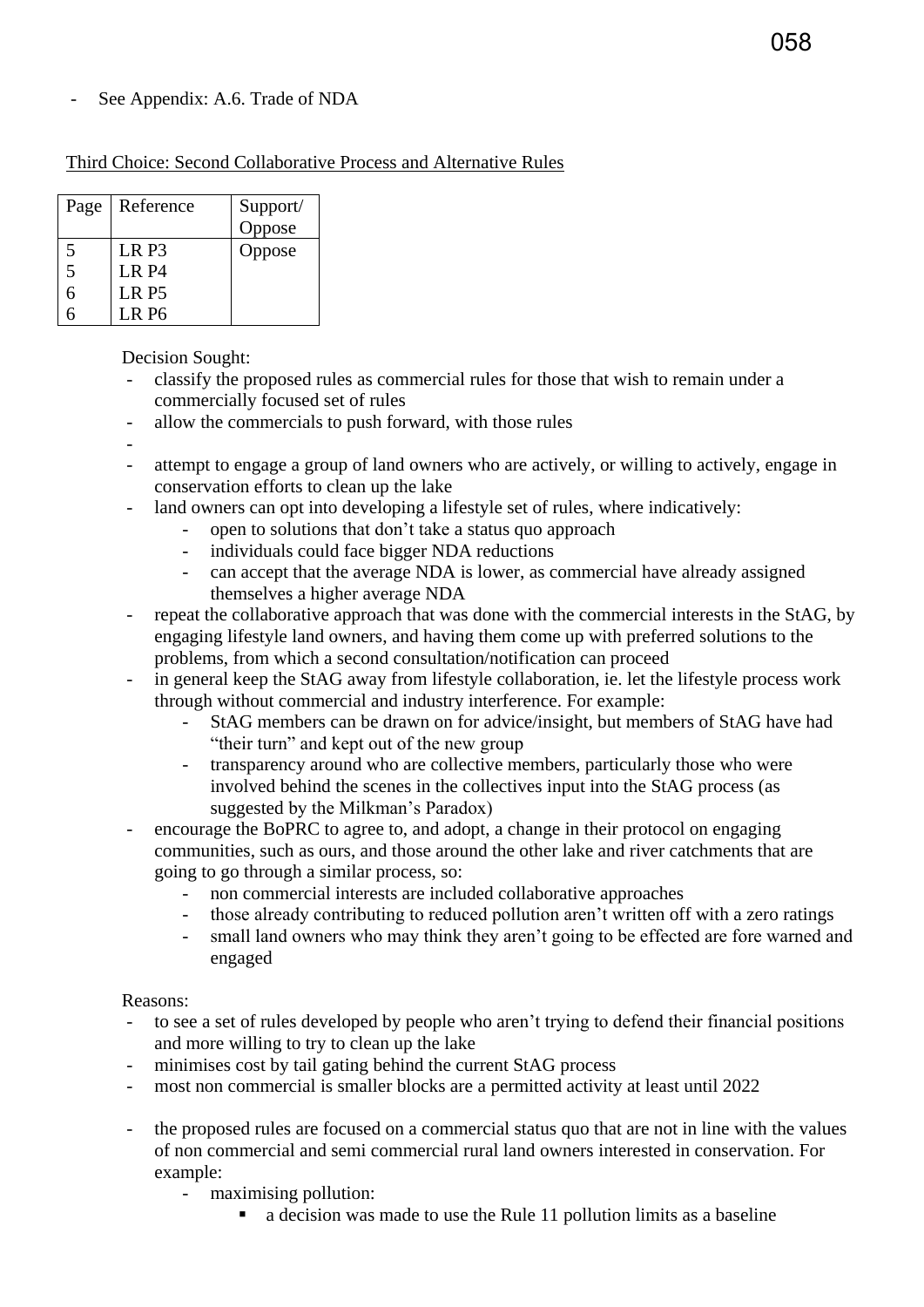- See Appendix: A.6. Trade of NDA

<u>Third Choice: Second Collaborative Process and Alternative Rules</u>

| Page | Reference | Support/ Oppose |
|---|---|---|
| 5 | LR P3 | Oppose |
| 5 | LR P4 | |
| 6 | LR P5 | |
| 6 | LR P6 | |

Decision Sought:

- classify the proposed rules as commercial rules for those that wish to remain under a commercially focused set of rules
- allow the commercials to push forward, with those rules
- 
- attempt to engage a group of land owners who are actively, or willing to actively, engage in conservation efforts to clean up the lake
- land owners can opt into developing a lifestyle set of rules, where indicatively:
  - open to solutions that don't take a status quo approach
  - individuals could face bigger NDA reductions
  - can accept that the average NDA is lower, as commercial have already assigned themselves a higher average NDA
- repeat the collaborative approach that was done with the commercial interests in the StAG, by engaging lifestyle land owners, and having them come up with preferred solutions to the problems, from which a second consultation/notification can proceed
- in general keep the StAG away from lifestyle collaboration, ie. let the lifestyle process work through without commercial and industry interference. For example:
  - StAG members can be drawn on for advice/insight, but members of StAG have had "their turn" and kept out of the new group
  - transparency around who are collective members, particularly those who were involved behind the scenes in the collectives input into the StAG process (as suggested by the Milkman's Paradox)
- encourage the BoPRC to agree to, and adopt, a change in their protocol on engaging communities, such as ours, and those around the other lake and river catchments that are going to go through a similar process, so:
  - non commercial interests are included collaborative approaches
  - those already contributing to reduced pollution aren't written off with a zero ratings
  - small land owners who may think they aren't going to be effected are fore warned and engaged

Reasons:

- to see a set of rules developed by people who aren't trying to defend their financial positions and more willing to try to clean up the lake
- minimises cost by tail gating behind the current StAG process
- most non commercial is smaller blocks are a permitted activity at least until 2022

- the proposed rules are focused on a commercial status quo that are not in line with the values of non commercial and semi commercial rural land owners interested in conservation. For example:
  - maximising pollution:
    - a decision was made to use the Rule 11 pollution limits as a baseline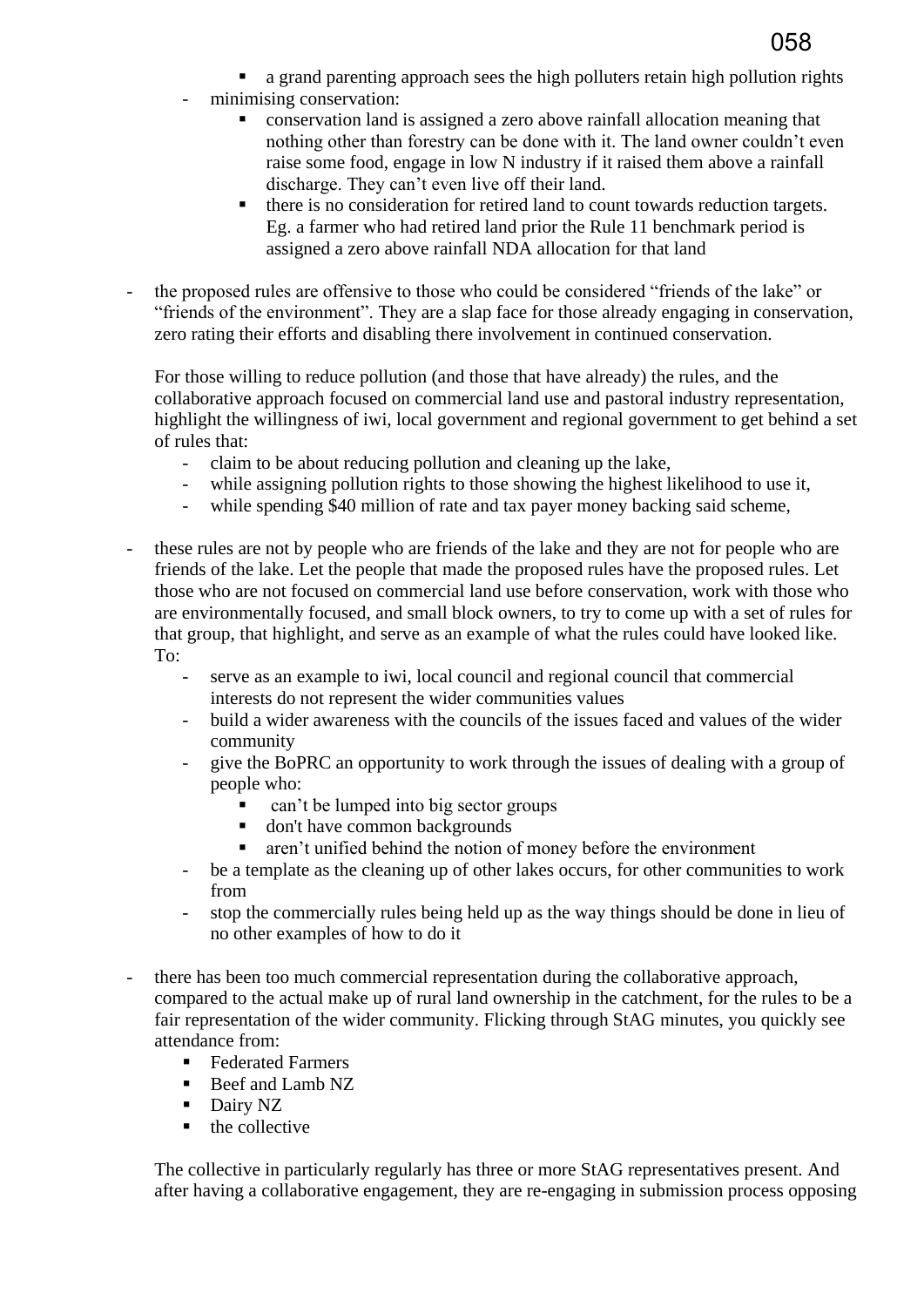- a grand parenting approach sees the high polluters retain high pollution rights
    - minimising conservation:
        - conservation land is assigned a zero above rainfall allocation meaning that nothing other than forestry can be done with it. The land owner couldn't even raise some food, engage in low N industry if it raised them above a rainfall discharge. They can't even live off their land.
        - there is no consideration for retired land to count towards reduction targets. Eg. a farmer who had retired land prior the Rule 11 benchmark period is assigned a zero above rainfall NDA allocation for that land

- the proposed rules are offensive to those who could be considered "friends of the lake" or "friends of the environment". They are a slap face for those already engaging in conservation, zero rating their efforts and disabling there involvement in continued conservation.

  For those willing to reduce pollution (and those that have already) the rules, and the collaborative approach focused on commercial land use and pastoral industry representation, highlight the willingness of iwi, local government and regional government to get behind a set of rules that:
    - claim to be about reducing pollution and cleaning up the lake,
    - while assigning pollution rights to those showing the highest likelihood to use it,
    - while spending $40 million of rate and tax payer money backing said scheme,

- these rules are not by people who are friends of the lake and they are not for people who are friends of the lake. Let the people that made the proposed rules have the proposed rules. Let those who are not focused on commercial land use before conservation, work with those who are environmentally focused, and small block owners, to try to come up with a set of rules for that group, that highlight, and serve as an example of what the rules could have looked like. To:
    - serve as an example to iwi, local council and regional council that commercial interests do not represent the wider communities values
    - build a wider awareness with the councils of the issues faced and values of the wider community
    - give the BoPRC an opportunity to work through the issues of dealing with a group of people who:
        - can't be lumped into big sector groups
        - don't have common backgrounds
        - aren't unified behind the notion of money before the environment
    - be a template as the cleaning up of other lakes occurs, for other communities to work from
    - stop the commercially rules being held up as the way things should be done in lieu of no other examples of how to do it

- there has been too much commercial representation during the collaborative approach, compared to the actual make up of rural land ownership in the catchment, for the rules to be a fair representation of the wider community. Flicking through StAG minutes, you quickly see attendance from:
    - Federated Farmers
    - Beef and Lamb NZ
    - Dairy NZ
    - the collective

  The collective in particularly regularly has three or more StAG representatives present. And after having a collaborative engagement, they are re-engaging in submission process opposing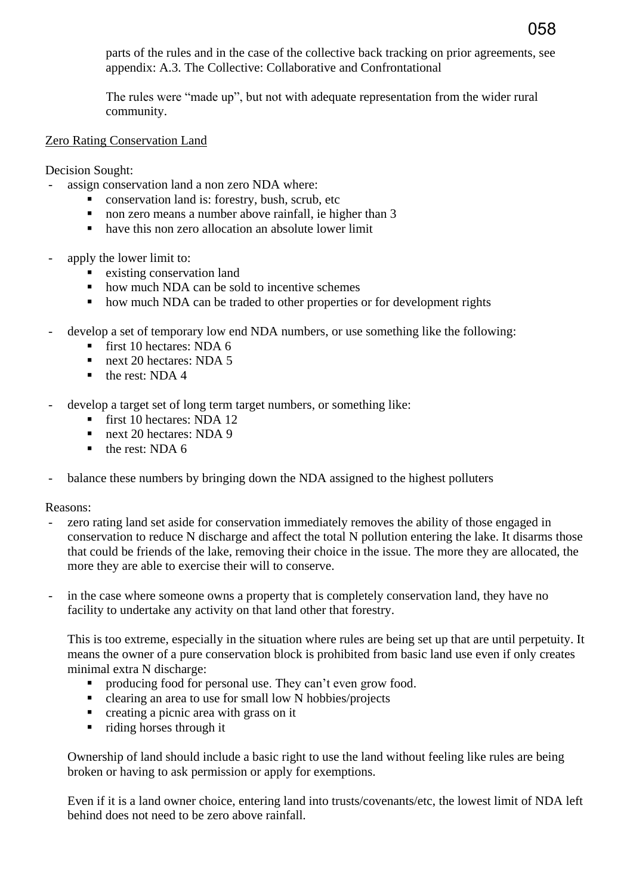parts of the rules and in the case of the collective back tracking on prior agreements, see appendix: A.3. The Collective: Collaborative and Confrontational

The rules were "made up", but not with adequate representation from the wider rural community.

<u>Zero Rating Conservation Land</u>

Decision Sought:

- assign conservation land a non zero NDA where:
  - conservation land is: forestry, bush, scrub, etc
  - non zero means a number above rainfall, ie higher than 3
  - have this non zero allocation an absolute lower limit

- apply the lower limit to:
  - existing conservation land
  - how much NDA can be sold to incentive schemes
  - how much NDA can be traded to other properties or for development rights

- develop a set of temporary low end NDA numbers, or use something like the following:
  - first 10 hectares: NDA 6
  - next 20 hectares: NDA 5
  - the rest: NDA 4

- develop a target set of long term target numbers, or something like:
  - first 10 hectares: NDA 12
  - next 20 hectares: NDA 9
  - the rest: NDA 6

- balance these numbers by bringing down the NDA assigned to the highest polluters

Reasons:

- zero rating land set aside for conservation immediately removes the ability of those engaged in conservation to reduce N discharge and affect the total N pollution entering the lake. It disarms those that could be friends of the lake, removing their choice in the issue. The more they are allocated, the more they are able to exercise their will to conserve.

- in the case where someone owns a property that is completely conservation land, they have no facility to undertake any activity on that land other that forestry.

  This is too extreme, especially in the situation where rules are being set up that are until perpetuity. It means the owner of a pure conservation block is prohibited from basic land use even if only creates minimal extra N discharge:
  - producing food for personal use. They can't even grow food.
  - clearing an area to use for small low N hobbies/projects
  - creating a picnic area with grass on it
  - riding horses through it

  Ownership of land should include a basic right to use the land without feeling like rules are being broken or having to ask permission or apply for exemptions.

  Even if it is a land owner choice, entering land into trusts/covenants/etc, the lowest limit of NDA left behind does not need to be zero above rainfall.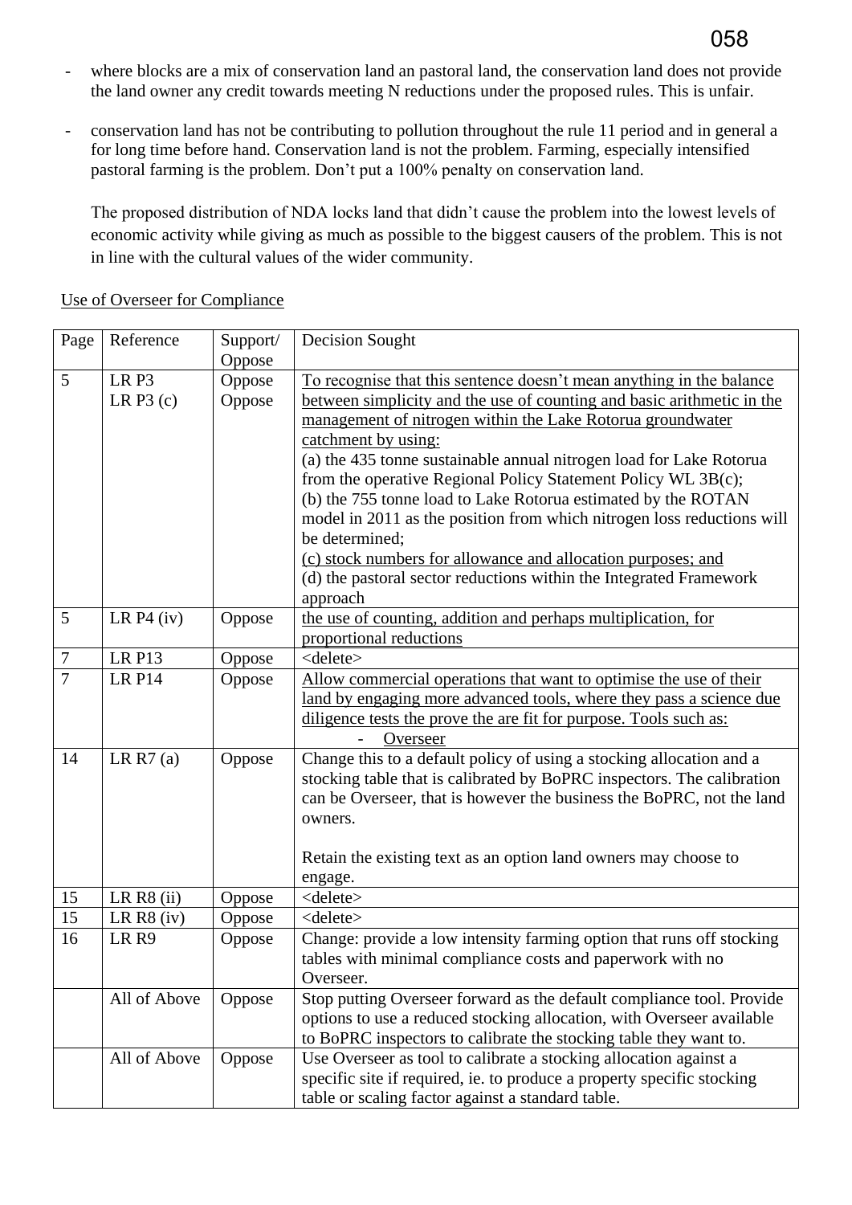- where blocks are a mix of conservation land an pastoral land, the conservation land does not provide the land owner any credit towards meeting N reductions under the proposed rules. This is unfair.

- conservation land has not be contributing to pollution throughout the rule 11 period and in general a for long time before hand. Conservation land is not the problem. Farming, especially intensified pastoral farming is the problem. Don't put a 100% penalty on conservation land.

  The proposed distribution of NDA locks land that didn't cause the problem into the lowest levels of economic activity while giving as much as possible to the biggest causers of the problem. This is not in line with the cultural values of the wider community.

<u>Use of Overseer for Compliance</u>

| Page | Reference | Support/ Oppose | Decision Sought |
|---|---|---|---|
| 5 | LR P3<br>LR P3 (c) | Oppose<br>Oppose | <u>To recognise that this sentence doesn't mean anything in the balance between simplicity and the use of counting and basic arithmetic in the management of nitrogen within the Lake Rotorua groundwater catchment by using:</u><br>(a) the 435 tonne sustainable annual nitrogen load for Lake Rotorua from the operative Regional Policy Statement Policy WL 3B(c);<br>(b) the 755 tonne load to Lake Rotorua estimated by the ROTAN model in 2011 as the position from which nitrogen loss reductions will be determined;<br><u>(c) stock numbers for allowance and allocation purposes; and</u><br>(d) the pastoral sector reductions within the Integrated Framework approach |
| 5 | LR P4 (iv) | Oppose | <u>the use of counting, addition and perhaps multiplication, for proportional reductions</u> |
| 7 | LR P13 | Oppose | <delete> |
| 7 | LR P14 | Oppose | <u>Allow commercial operations that want to optimise the use of their land by engaging more advanced tools, where they pass a science due diligence tests the prove the are fit for purpose. Tools such as:</u><br>- <u>Overseer</u> |
| 14 | LR R7 (a) | Oppose | Change this to a default policy of using a stocking allocation and a stocking table that is calibrated by BoPRC inspectors. The calibration can be Overseer, that is however the business the BoPRC, not the land owners.<br><br>Retain the existing text as an option land owners may choose to engage. |
| 15 | LR R8 (ii) | Oppose | <delete> |
| 15 | LR R8 (iv) | Oppose | <delete> |
| 16 | LR R9 | Oppose | Change: provide a low intensity farming option that runs off stocking tables with minimal compliance costs and paperwork with no Overseer. |
| | All of Above | Oppose | Stop putting Overseer forward as the default compliance tool. Provide options to use a reduced stocking allocation, with Overseer available to BoPRC inspectors to calibrate the stocking table they want to. |
| | All of Above | Oppose | Use Overseer as tool to calibrate a stocking allocation against a specific site if required, ie. to produce a property specific stocking table or scaling factor against a standard table. |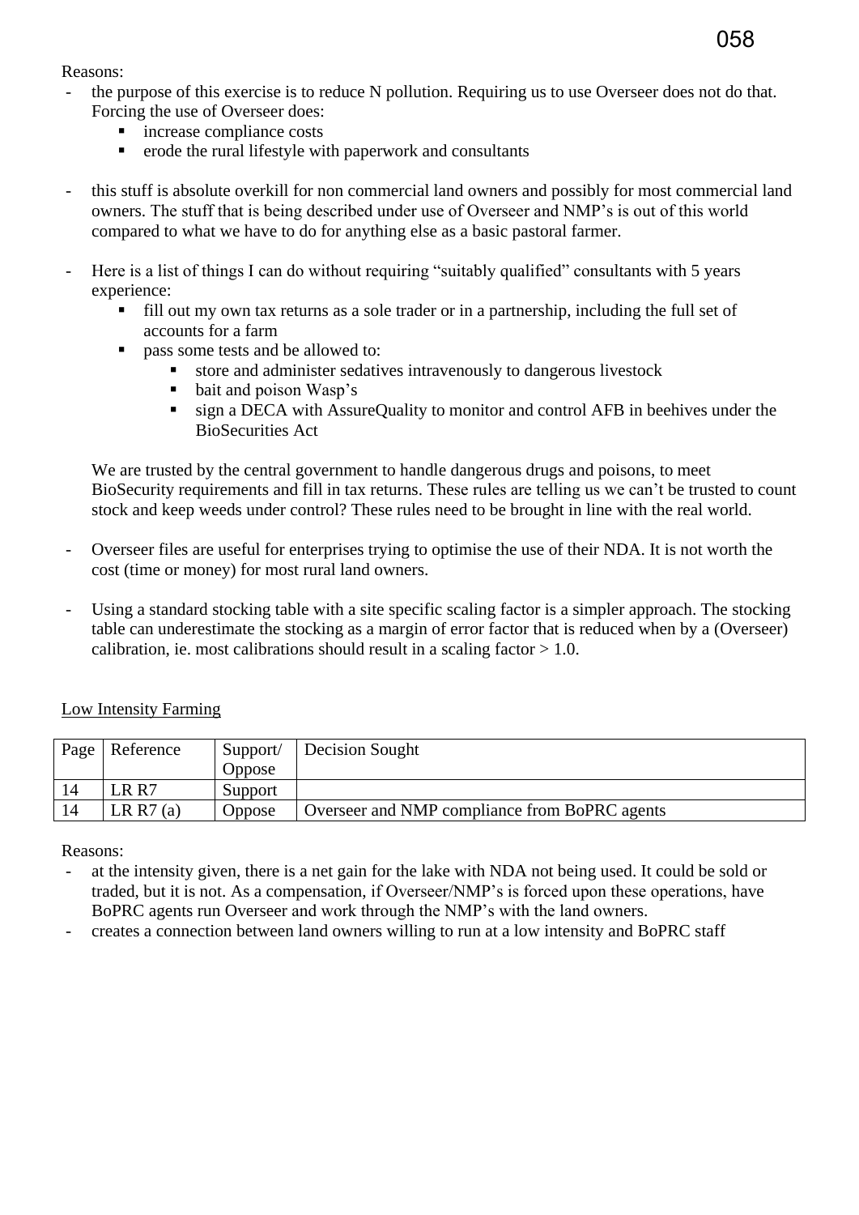Reasons:

- the purpose of this exercise is to reduce N pollution. Requiring us to use Overseer does not do that. Forcing the use of Overseer does:
  - increase compliance costs
  - erode the rural lifestyle with paperwork and consultants

- this stuff is absolute overkill for non commercial land owners and possibly for most commercial land owners. The stuff that is being described under use of Overseer and NMP's is out of this world compared to what we have to do for anything else as a basic pastoral farmer.

- Here is a list of things I can do without requiring "suitably qualified" consultants with 5 years experience:
  - fill out my own tax returns as a sole trader or in a partnership, including the full set of accounts for a farm
  - pass some tests and be allowed to:
    - store and administer sedatives intravenously to dangerous livestock
    - bait and poison Wasp's
    - sign a DECA with AssureQuality to monitor and control AFB in beehives under the BioSecurities Act

  We are trusted by the central government to handle dangerous drugs and poisons, to meet BioSecurity requirements and fill in tax returns. These rules are telling us we can't be trusted to count stock and keep weeds under control? These rules need to be brought in line with the real world.

- Overseer files are useful for enterprises trying to optimise the use of their NDA. It is not worth the cost (time or money) for most rural land owners.

- Using a standard stocking table with a site specific scaling factor is a simpler approach. The stocking table can underestimate the stocking as a margin of error factor that is reduced when by a (Overseer) calibration, ie. most calibrations should result in a scaling factor > 1.0.

<u>Low Intensity Farming</u>

| Page | Reference | Support/ Oppose | Decision Sought |
|---|---|---|---|
| 14 | LR R7 | Support | |
| 14 | LR R7 (a) | Oppose | Overseer and NMP compliance from BoPRC agents |

Reasons:

- at the intensity given, there is a net gain for the lake with NDA not being used. It could be sold or traded, but it is not. As a compensation, if Overseer/NMP's is forced upon these operations, have BoPRC agents run Overseer and work through the NMP's with the land owners.
- creates a connection between land owners willing to run at a low intensity and BoPRC staff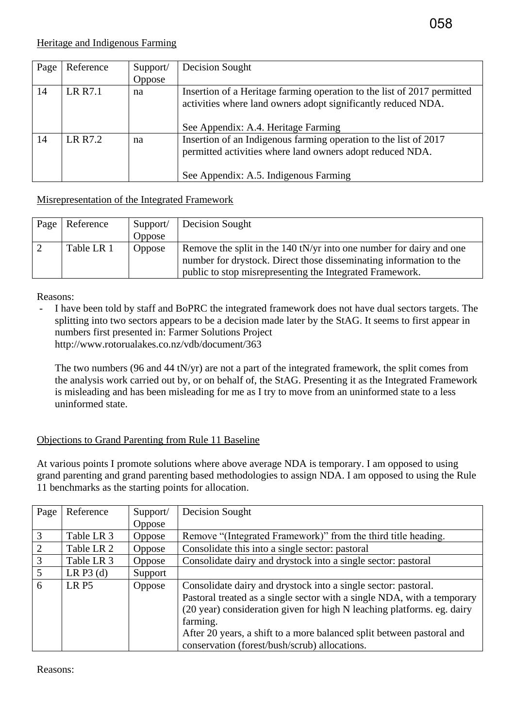Heritage and Indigenous Farming

| Page | Reference | Support/ Oppose | Decision Sought |
|---|---|---|---|
| 14 | LR R7.1 | na | Insertion of a Heritage farming operation to the list of 2017 permitted activities where land owners adopt significantly reduced NDA.<br><br>See Appendix: A.4. Heritage Farming |
| 14 | LR R7.2 | na | Insertion of an Indigenous farming operation to the list of 2017 permitted activities where land owners adopt reduced NDA.<br><br>See Appendix: A.5. Indigenous Farming |

Misrepresentation of the Integrated Framework

| Page | Reference | Support/ Oppose | Decision Sought |
|---|---|---|---|
| 2 | Table LR 1 | Oppose | Remove the split in the 140 tN/yr into one number for dairy and one number for drystock. Direct those disseminating information to the public to stop misrepresenting the Integrated Framework. |

Reasons:

- I have been told by staff and BoPRC the integrated framework does not have dual sectors targets. The splitting into two sectors appears to be a decision made later by the StAG. It seems to first appear in numbers first presented in: Farmer Solutions Project http://www.rotorualakes.co.nz/vdb/document/363

  The two numbers (96 and 44 tN/yr) are not a part of the integrated framework, the split comes from the analysis work carried out by, or on behalf of, the StAG. Presenting it as the Integrated Framework is misleading and has been misleading for me as I try to move from an uninformed state to a less uninformed state.

Objections to Grand Parenting from Rule 11 Baseline

At various points I promote solutions where above average NDA is temporary. I am opposed to using grand parenting and grand parenting based methodologies to assign NDA. I am opposed to using the Rule 11 benchmarks as the starting points for allocation.

| Page | Reference | Support/ Oppose | Decision Sought |
|---|---|---|---|
| 3 | Table LR 3 | Oppose | Remove "(Integrated Framework)" from the third title heading. |
| 2 | Table LR 2 | Oppose | Consolidate this into a single sector: pastoral |
| 3 | Table LR 3 | Oppose | Consolidate dairy and drystock into a single sector: pastoral |
| 5 | LR P3 (d) | Support | |
| 6 | LR P5 | Oppose | Consolidate dairy and drystock into a single sector: pastoral.<br>Pastoral treated as a single sector with a single NDA, with a temporary (20 year) consideration given for high N leaching platforms. eg. dairy farming.<br>After 20 years, a shift to a more balanced split between pastoral and conservation (forest/bush/scrub) allocations. |

Reasons: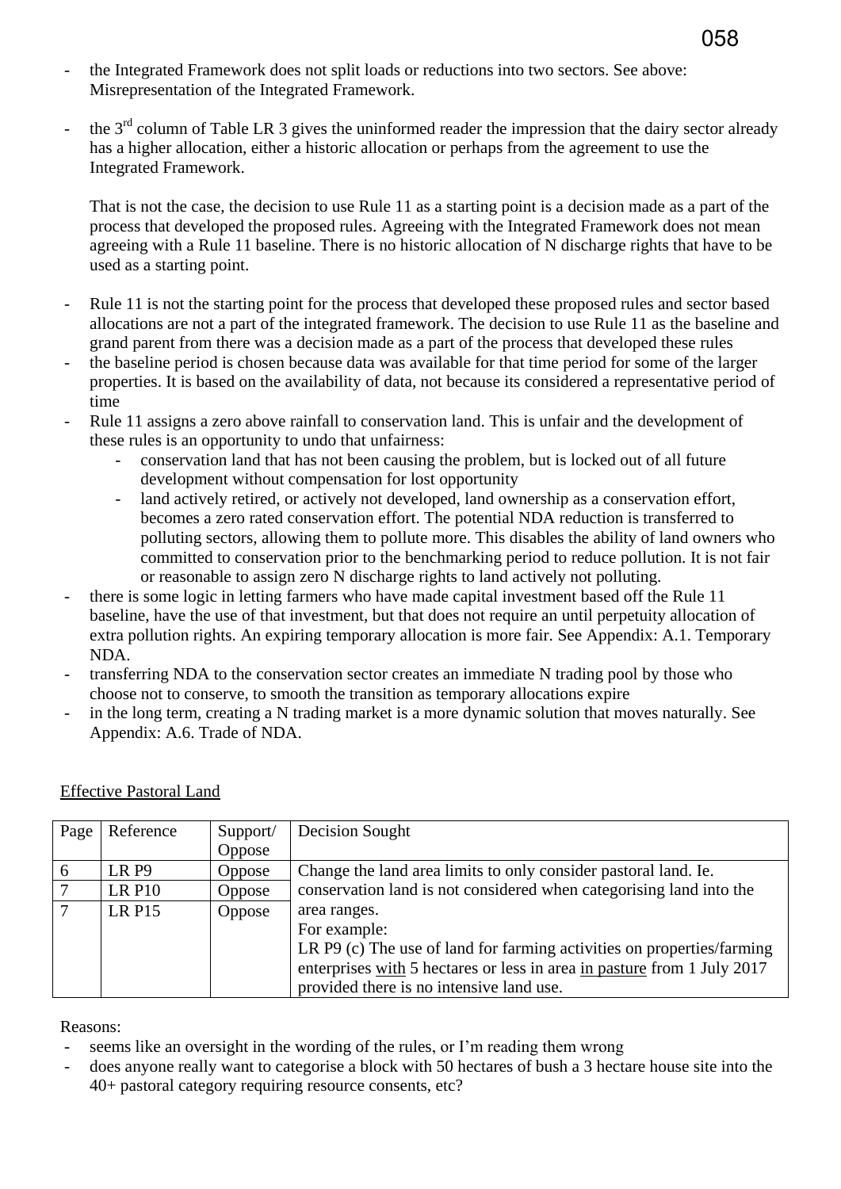- the Integrated Framework does not split loads or reductions into two sectors. See above: Misrepresentation of the Integrated Framework.
- the 3rd column of Table LR 3 gives the uninformed reader the impression that the dairy sector already has a higher allocation, either a historic allocation or perhaps from the agreement to use the Integrated Framework.

  That is not the case, the decision to use Rule 11 as a starting point is a decision made as a part of the process that developed the proposed rules. Agreeing with the Integrated Framework does not mean agreeing with a Rule 11 baseline. There is no historic allocation of N discharge rights that have to be used as a starting point.

- Rule 11 is not the starting point for the process that developed these proposed rules and sector based allocations are not a part of the integrated framework. The decision to use Rule 11 as the baseline and grand parent from there was a decision made as a part of the process that developed these rules
- the baseline period is chosen because data was available for that time period for some of the larger properties. It is based on the availability of data, not because its considered a representative period of time
- Rule 11 assigns a zero above rainfall to conservation land. This is unfair and the development of these rules is an opportunity to undo that unfairness:
  - conservation land that has not been causing the problem, but is locked out of all future development without compensation for lost opportunity
  - land actively retired, or actively not developed, land ownership as a conservation effort, becomes a zero rated conservation effort. The potential NDA reduction is transferred to polluting sectors, allowing them to pollute more. This disables the ability of land owners who committed to conservation prior to the benchmarking period to reduce pollution. It is not fair or reasonable to assign zero N discharge rights to land actively not polluting.
- there is some logic in letting farmers who have made capital investment based off the Rule 11 baseline, have the use of that investment, but that does not require an until perpetuity allocation of extra pollution rights. An expiring temporary allocation is more fair. See Appendix: A.1. Temporary NDA.
- transferring NDA to the conservation sector creates an immediate N trading pool by those who choose not to conserve, to smooth the transition as temporary allocations expire
- in the long term, creating a N trading market is a more dynamic solution that moves naturally. See Appendix: A.6. Trade of NDA.

Effective Pastoral Land

| Page | Reference | Support/ Oppose | Decision Sought |
|---|---|---|---|
| 6 | LR P9 | Oppose | Change the land area limits to only consider pastoral land. Ie. conservation land is not considered when categorising land into the area ranges. For example: LR P9 (c) The use of land for farming activities on properties/farming enterprises with 5 hectares or less in area in pasture from 1 July 2017 provided there is no intensive land use. |
| 7 | LR P10 | Oppose | |
| 7 | LR P15 | Oppose | |

Reasons:

- seems like an oversight in the wording of the rules, or I'm reading them wrong
- does anyone really want to categorise a block with 50 hectares of bush a 3 hectare house site into the 40+ pastoral category requiring resource consents, etc?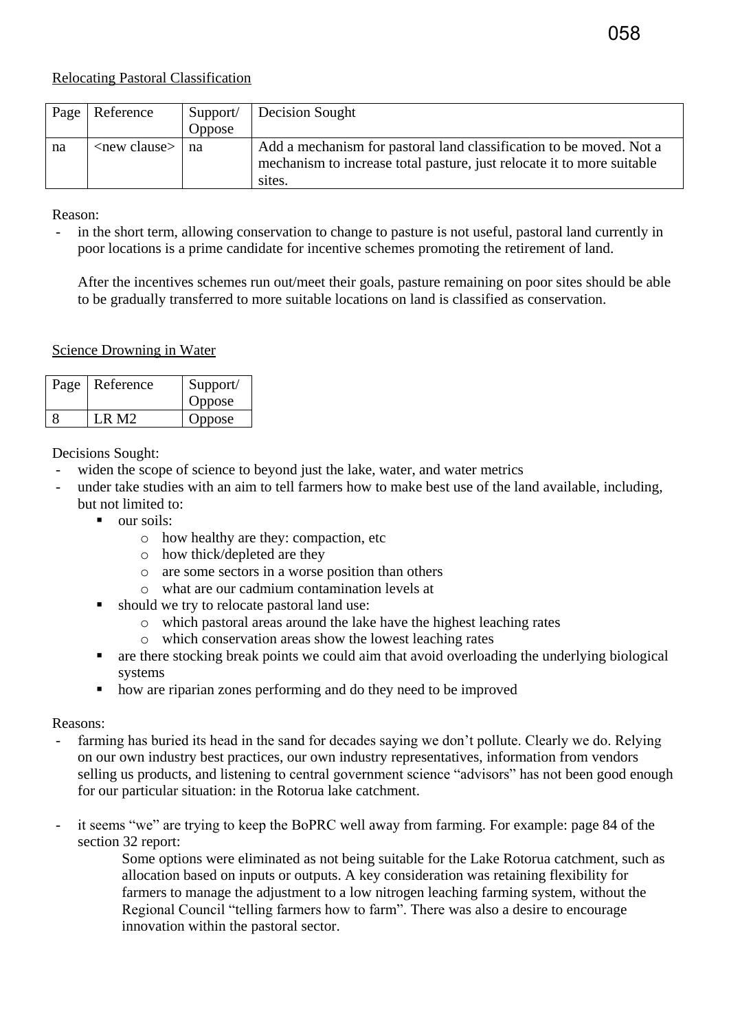Relocating Pastoral Classification

| Page | Reference | Support/ Oppose | Decision Sought |
|---|---|---|---|
| na | <new clause> | na | Add a mechanism for pastoral land classification to be moved. Not a mechanism to increase total pasture, just relocate it to more suitable sites. |

Reason:

- in the short term, allowing conservation to change to pasture is not useful, pastoral land currently in poor locations is a prime candidate for incentive schemes promoting the retirement of land.

  After the incentives schemes run out/meet their goals, pasture remaining on poor sites should be able to be gradually transferred to more suitable locations on land is classified as conservation.

Science Drowning in Water

| Page | Reference | Support/ Oppose |
|---|---|---|
| 8 | LR M2 | Oppose |

Decisions Sought:

- widen the scope of science to beyond just the lake, water, and water metrics
- under take studies with an aim to tell farmers how to make best use of the land available, including, but not limited to:
    - our soils:
        - how healthy are they: compaction, etc
        - how thick/depleted are they
        - are some sectors in a worse position than others
        - what are our cadmium contamination levels at
    - should we try to relocate pastoral land use:
        - which pastoral areas around the lake have the highest leaching rates
        - which conservation areas show the lowest leaching rates
    - are there stocking break points we could aim that avoid overloading the underlying biological systems
    - how are riparian zones performing and do they need to be improved

Reasons:

- farming has buried its head in the sand for decades saying we don't pollute. Clearly we do. Relying on our own industry best practices, our own industry representatives, information from vendors selling us products, and listening to central government science "advisors" has not been good enough for our particular situation: in the Rotorua lake catchment.

- it seems "we" are trying to keep the BoPRC well away from farming. For example: page 84 of the section 32 report:

    > Some options were eliminated as not being suitable for the Lake Rotorua catchment, such as allocation based on inputs or outputs. A key consideration was retaining flexibility for farmers to manage the adjustment to a low nitrogen leaching farming system, without the Regional Council "telling farmers how to farm". There was also a desire to encourage innovation within the pastoral sector.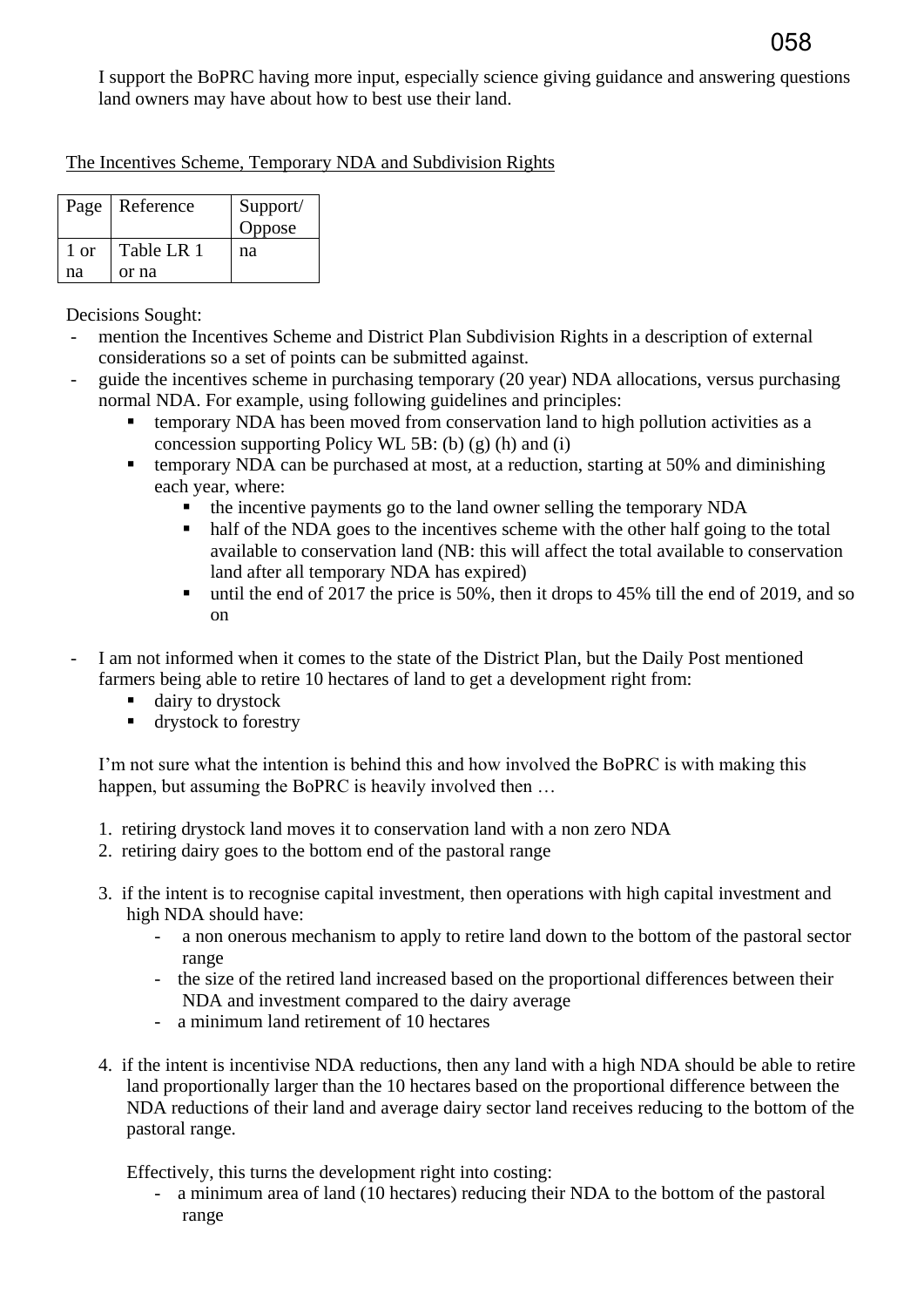I support the BoPRC having more input, especially science giving guidance and answering questions land owners may have about how to best use their land.

The Incentives Scheme, Temporary NDA and Subdivision Rights

| Page | Reference | Support/ Oppose |
|---|---|---|
| 1 or na | Table LR 1 or na | na |

Decisions Sought:

- mention the Incentives Scheme and District Plan Subdivision Rights in a description of external considerations so a set of points can be submitted against.
- guide the incentives scheme in purchasing temporary (20 year) NDA allocations, versus purchasing normal NDA. For example, using following guidelines and principles:
  - temporary NDA has been moved from conservation land to high pollution activities as a concession supporting Policy WL 5B: (b) (g) (h) and (i)
  - temporary NDA can be purchased at most, at a reduction, starting at 50% and diminishing each year, where:
    - the incentive payments go to the land owner selling the temporary NDA
    - half of the NDA goes to the incentives scheme with the other half going to the total available to conservation land (NB: this will affect the total available to conservation land after all temporary NDA has expired)
    - until the end of 2017 the price is 50%, then it drops to 45% till the end of 2019, and so on
- I am not informed when it comes to the state of the District Plan, but the Daily Post mentioned farmers being able to retire 10 hectares of land to get a development right from:
  - dairy to drystock
  - drystock to forestry

  I'm not sure what the intention is behind this and how involved the BoPRC is with making this happen, but assuming the BoPRC is heavily involved then …

  1. retiring drystock land moves it to conservation land with a non zero NDA
  2. retiring dairy goes to the bottom end of the pastoral range
  3. if the intent is to recognise capital investment, then operations with high capital investment and high NDA should have:
     - a non onerous mechanism to apply to retire land down to the bottom of the pastoral sector range
     - the size of the retired land increased based on the proportional differences between their NDA and investment compared to the dairy average
     - a minimum land retirement of 10 hectares
  4. if the intent is incentivise NDA reductions, then any land with a high NDA should be able to retire land proportionally larger than the 10 hectares based on the proportional difference between the NDA reductions of their land and average dairy sector land receives reducing to the bottom of the pastoral range.

     Effectively, this turns the development right into costing:
     - a minimum area of land (10 hectares) reducing their NDA to the bottom of the pastoral range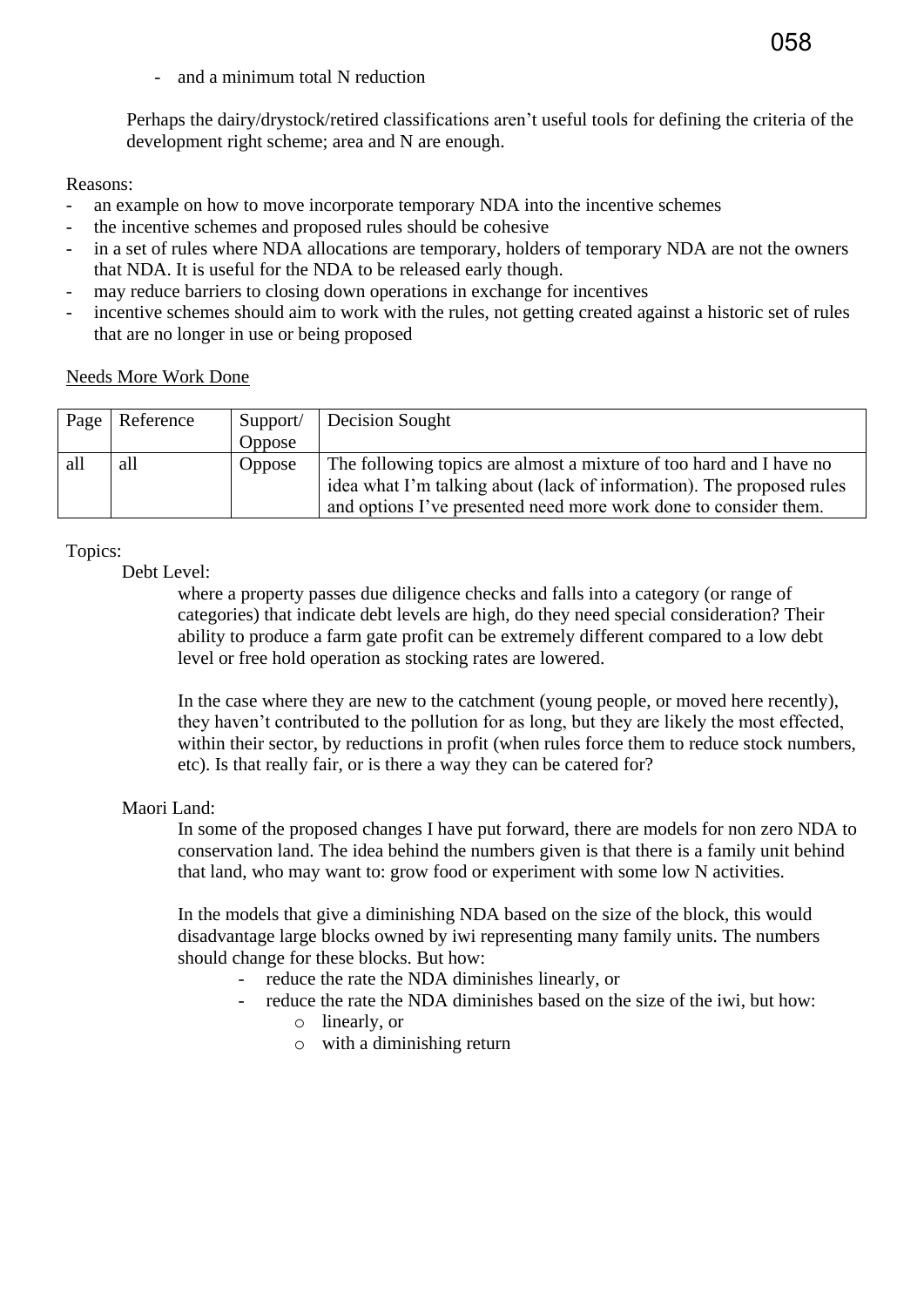- and a minimum total N reduction

Perhaps the dairy/drystock/retired classifications aren't useful tools for defining the criteria of the development right scheme; area and N are enough.

Reasons:

- an example on how to move incorporate temporary NDA into the incentive schemes
- the incentive schemes and proposed rules should be cohesive
- in a set of rules where NDA allocations are temporary, holders of temporary NDA are not the owners that NDA. It is useful for the NDA to be released early though.
- may reduce barriers to closing down operations in exchange for incentives
- incentive schemes should aim to work with the rules, not getting created against a historic set of rules that are no longer in use or being proposed

<u>Needs More Work Done</u>

| Page | Reference | Support/ Oppose | Decision Sought |
|---|---|---|---|
| all | all | Oppose | The following topics are almost a mixture of too hard and I have no idea what I'm talking about (lack of information). The proposed rules and options I've presented need more work done to consider them. |

Topics:

Debt Level:

where a property passes due diligence checks and falls into a category (or range of categories) that indicate debt levels are high, do they need special consideration? Their ability to produce a farm gate profit can be extremely different compared to a low debt level or free hold operation as stocking rates are lowered.

In the case where they are new to the catchment (young people, or moved here recently), they haven't contributed to the pollution for as long, but they are likely the most effected, within their sector, by reductions in profit (when rules force them to reduce stock numbers, etc). Is that really fair, or is there a way they can be catered for?

Maori Land:

In some of the proposed changes I have put forward, there are models for non zero NDA to conservation land. The idea behind the numbers given is that there is a family unit behind that land, who may want to: grow food or experiment with some low N activities.

In the models that give a diminishing NDA based on the size of the block, this would disadvantage large blocks owned by iwi representing many family units. The numbers should change for these blocks. But how:

- reduce the rate the NDA diminishes linearly, or
- reduce the rate the NDA diminishes based on the size of the iwi, but how:
  - linearly, or
  - with a diminishing return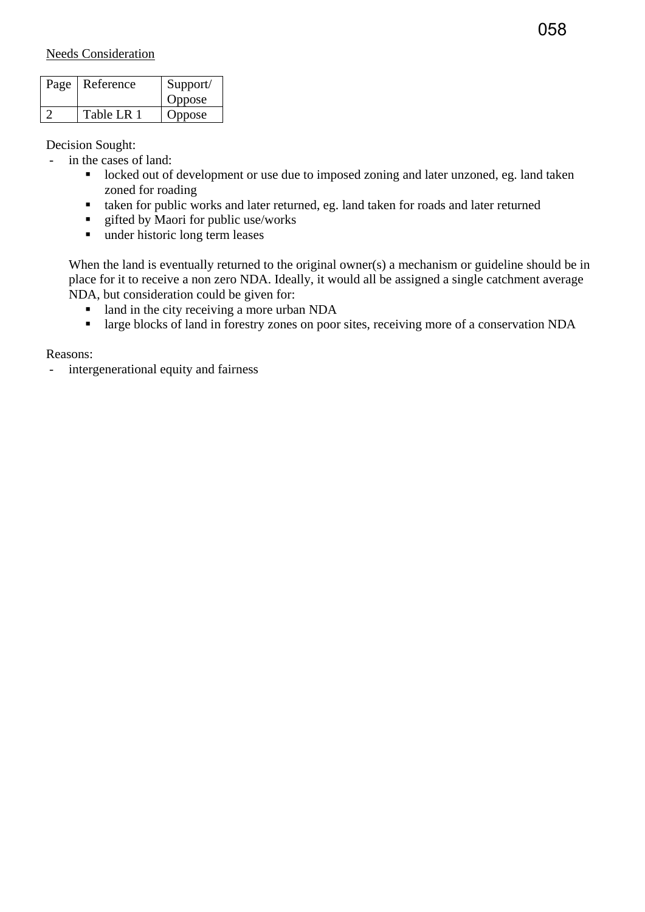058

Needs Consideration

| Page | Reference | Support/ Oppose |
|---|---|---|
| 2 | Table LR 1 | Oppose |

Decision Sought:

- in the cases of land:
  - locked out of development or use due to imposed zoning and later unzoned, eg. land taken zoned for roading
  - taken for public works and later returned, eg. land taken for roads and later returned
  - gifted by Maori for public use/works
  - under historic long term leases

  When the land is eventually returned to the original owner(s) a mechanism or guideline should be in place for it to receive a non zero NDA. Ideally, it would all be assigned a single catchment average NDA, but consideration could be given for:
  - land in the city receiving a more urban NDA
  - large blocks of land in forestry zones on poor sites, receiving more of a conservation NDA

Reasons:

- intergenerational equity and fairness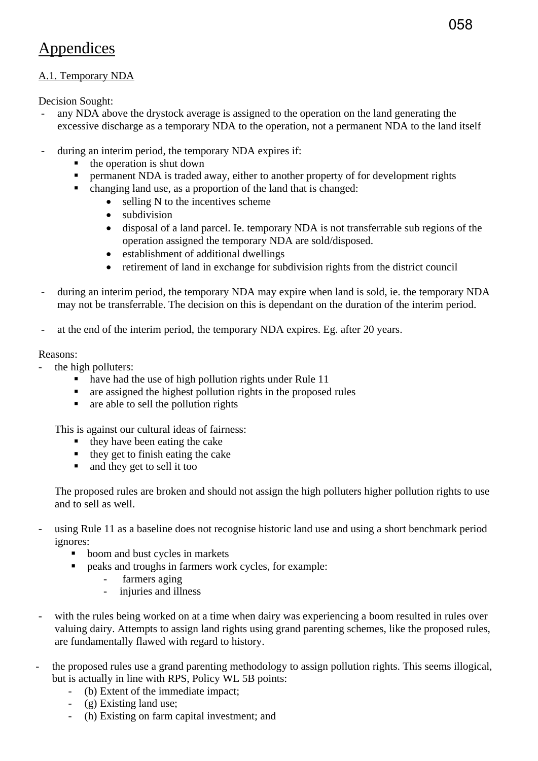# Appendices

## A.1. Temporary NDA

Decision Sought:

- any NDA above the drystock average is assigned to the operation on the land generating the excessive discharge as a temporary NDA to the operation, not a permanent NDA to the land itself

- during an interim period, the temporary NDA expires if:
    - the operation is shut down
    - permanent NDA is traded away, either to another property of for development rights
    - changing land use, as a proportion of the land that is changed:
        - selling N to the incentives scheme
        - subdivision
        - disposal of a land parcel. Ie. temporary NDA is not transferrable sub regions of the operation assigned the temporary NDA are sold/disposed.
        - establishment of additional dwellings
        - retirement of land in exchange for subdivision rights from the district council

- during an interim period, the temporary NDA may expire when land is sold, ie. the temporary NDA may not be transferrable. The decision on this is dependant on the duration of the interim period.

- at the end of the interim period, the temporary NDA expires. Eg. after 20 years.

Reasons:

- the high polluters:
    - have had the use of high pollution rights under Rule 11
    - are assigned the highest pollution rights in the proposed rules
    - are able to sell the pollution rights

  This is against our cultural ideas of fairness:
    - they have been eating the cake
    - they get to finish eating the cake
    - and they get to sell it too

  The proposed rules are broken and should not assign the high polluters higher pollution rights to use and to sell as well.

- using Rule 11 as a baseline does not recognise historic land use and using a short benchmark period ignores:
    - boom and bust cycles in markets
    - peaks and troughs in farmers work cycles, for example:
        - farmers aging
        - injuries and illness

- with the rules being worked on at a time when dairy was experiencing a boom resulted in rules over valuing dairy. Attempts to assign land rights using grand parenting schemes, like the proposed rules, are fundamentally flawed with regard to history.

- the proposed rules use a grand parenting methodology to assign pollution rights. This seems illogical, but is actually in line with RPS, Policy WL 5B points:
    - (b) Extent of the immediate impact;
    - (g) Existing land use;
    - (h) Existing on farm capital investment; and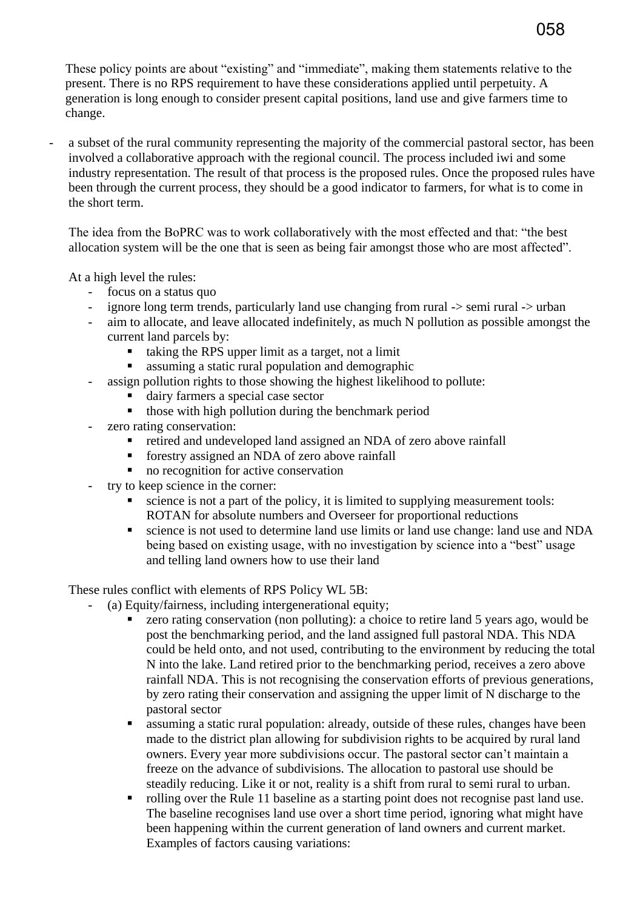These policy points are about "existing" and "immediate", making them statements relative to the present. There is no RPS requirement to have these considerations applied until perpetuity. A generation is long enough to consider present capital positions, land use and give farmers time to change.

- a subset of the rural community representing the majority of the commercial pastoral sector, has been involved a collaborative approach with the regional council. The process included iwi and some industry representation. The result of that process is the proposed rules. Once the proposed rules have been through the current process, they should be a good indicator to farmers, for what is to come in the short term.

  The idea from the BoPRC was to work collaboratively with the most effected and that: "the best allocation system will be the one that is seen as being fair amongst those who are most affected".

  At a high level the rules:
  - focus on a status quo
  - ignore long term trends, particularly land use changing from rural -> semi rural -> urban
  - aim to allocate, and leave allocated indefinitely, as much N pollution as possible amongst the current land parcels by:
    - taking the RPS upper limit as a target, not a limit
    - assuming a static rural population and demographic
  - assign pollution rights to those showing the highest likelihood to pollute:
    - dairy farmers a special case sector
    - those with high pollution during the benchmark period
  - zero rating conservation:
    - retired and undeveloped land assigned an NDA of zero above rainfall
    - forestry assigned an NDA of zero above rainfall
    - no recognition for active conservation
  - try to keep science in the corner:
    - science is not a part of the policy, it is limited to supplying measurement tools: ROTAN for absolute numbers and Overseer for proportional reductions
    - science is not used to determine land use limits or land use change: land use and NDA being based on existing usage, with no investigation by science into a "best" usage and telling land owners how to use their land

  These rules conflict with elements of RPS Policy WL 5B:
  - (a) Equity/fairness, including intergenerational equity;
    - zero rating conservation (non polluting): a choice to retire land 5 years ago, would be post the benchmarking period, and the land assigned full pastoral NDA. This NDA could be held onto, and not used, contributing to the environment by reducing the total N into the lake. Land retired prior to the benchmarking period, receives a zero above rainfall NDA. This is not recognising the conservation efforts of previous generations, by zero rating their conservation and assigning the upper limit of N discharge to the pastoral sector
    - assuming a static rural population: already, outside of these rules, changes have been made to the district plan allowing for subdivision rights to be acquired by rural land owners. Every year more subdivisions occur. The pastoral sector can't maintain a freeze on the advance of subdivisions. The allocation to pastoral use should be steadily reducing. Like it or not, reality is a shift from rural to semi rural to urban.
    - rolling over the Rule 11 baseline as a starting point does not recognise past land use. The baseline recognises land use over a short time period, ignoring what might have been happening within the current generation of land owners and current market. Examples of factors causing variations: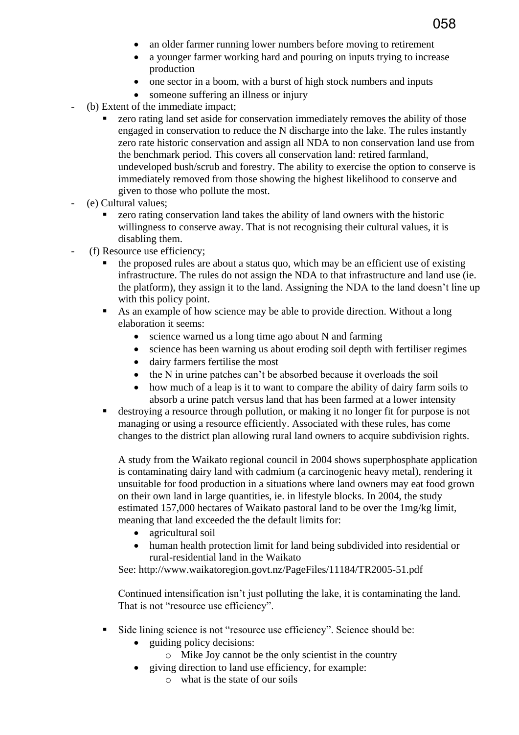- an older farmer running lower numbers before moving to retirement
- a younger farmer working hard and pouring on inputs trying to increase production
- one sector in a boom, with a burst of high stock numbers and inputs
- someone suffering an illness or injury

- (b) Extent of the immediate impact;
  - zero rating land set aside for conservation immediately removes the ability of those engaged in conservation to reduce the N discharge into the lake. The rules instantly zero rate historic conservation and assign all NDA to non conservation land use from the benchmark period. This covers all conservation land: retired farmland, undeveloped bush/scrub and forestry. The ability to exercise the option to conserve is immediately removed from those showing the highest likelihood to conserve and given to those who pollute the most.
- (e) Cultural values;
  - zero rating conservation land takes the ability of land owners with the historic willingness to conserve away. That is not recognising their cultural values, it is disabling them.
- (f) Resource use efficiency;
  - the proposed rules are about a status quo, which may be an efficient use of existing infrastructure. The rules do not assign the NDA to that infrastructure and land use (ie. the platform), they assign it to the land. Assigning the NDA to the land doesn't line up with this policy point.
  - As an example of how science may be able to provide direction. Without a long elaboration it seems:
    - science warned us a long time ago about N and farming
    - science has been warning us about eroding soil depth with fertiliser regimes
    - dairy farmers fertilise the most
    - the N in urine patches can't be absorbed because it overloads the soil
    - how much of a leap is it to want to compare the ability of dairy farm soils to absorb a urine patch versus land that has been farmed at a lower intensity
  - destroying a resource through pollution, or making it no longer fit for purpose is not managing or using a resource efficiently. Associated with these rules, has come changes to the district plan allowing rural land owners to acquire subdivision rights.

    A study from the Waikato regional council in 2004 shows superphosphate application is contaminating dairy land with cadmium (a carcinogenic heavy metal), rendering it unsuitable for food production in a situations where land owners may eat food grown on their own land in large quantities, ie. in lifestyle blocks. In 2004, the study estimated 157,000 hectares of Waikato pastoral land to be over the 1mg/kg limit, meaning that land exceeded the the default limits for:
    - agricultural soil
    - human health protection limit for land being subdivided into residential or rural-residential land in the Waikato

    See: http://www.waikatoregion.govt.nz/PageFiles/11184/TR2005-51.pdf

    Continued intensification isn't just polluting the lake, it is contaminating the land. That is not "resource use efficiency".

  - Side lining science is not "resource use efficiency". Science should be:
    - guiding policy decisions:
      - Mike Joy cannot be the only scientist in the country
    - giving direction to land use efficiency, for example:
      - what is the state of our soils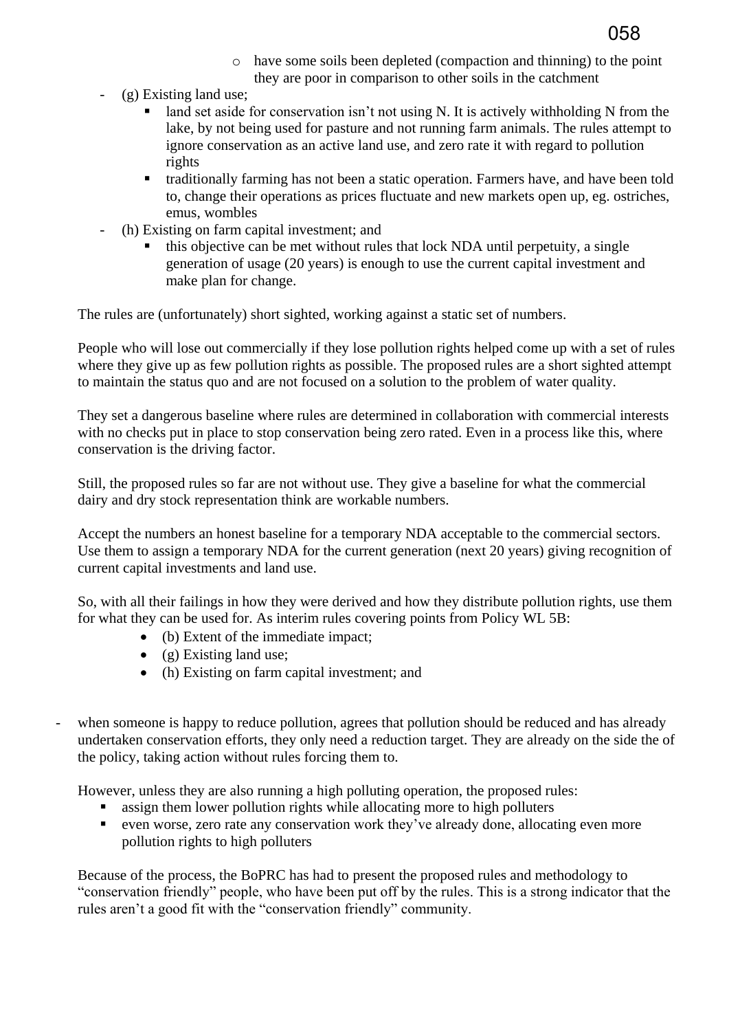- have some soils been depleted (compaction and thinning) to the point they are poor in comparison to other soils in the catchment

- (g) Existing land use;
  - land set aside for conservation isn't not using N. It is actively withholding N from the lake, by not being used for pasture and not running farm animals. The rules attempt to ignore conservation as an active land use, and zero rate it with regard to pollution rights
  - traditionally farming has not been a static operation. Farmers have, and have been told to, change their operations as prices fluctuate and new markets open up, eg. ostriches, emus, wombles
- (h) Existing on farm capital investment; and
  - this objective can be met without rules that lock NDA until perpetuity, a single generation of usage (20 years) is enough to use the current capital investment and make plan for change.

The rules are (unfortunately) short sighted, working against a static set of numbers.

People who will lose out commercially if they lose pollution rights helped come up with a set of rules where they give up as few pollution rights as possible. The proposed rules are a short sighted attempt to maintain the status quo and are not focused on a solution to the problem of water quality.

They set a dangerous baseline where rules are determined in collaboration with commercial interests with no checks put in place to stop conservation being zero rated. Even in a process like this, where conservation is the driving factor.

Still, the proposed rules so far are not without use. They give a baseline for what the commercial dairy and dry stock representation think are workable numbers.

Accept the numbers an honest baseline for a temporary NDA acceptable to the commercial sectors. Use them to assign a temporary NDA for the current generation (next 20 years) giving recognition of current capital investments and land use.

So, with all their failings in how they were derived and how they distribute pollution rights, use them for what they can be used for. As interim rules covering points from Policy WL 5B:

- (b) Extent of the immediate impact;
- (g) Existing land use;
- (h) Existing on farm capital investment; and

- when someone is happy to reduce pollution, agrees that pollution should be reduced and has already undertaken conservation efforts, they only need a reduction target. They are already on the side the of the policy, taking action without rules forcing them to.

  However, unless they are also running a high polluting operation, the proposed rules:
  - assign them lower pollution rights while allocating more to high polluters
  - even worse, zero rate any conservation work they've already done, allocating even more pollution rights to high polluters

  Because of the process, the BoPRC has had to present the proposed rules and methodology to "conservation friendly" people, who have been put off by the rules. This is a strong indicator that the rules aren't a good fit with the "conservation friendly" community.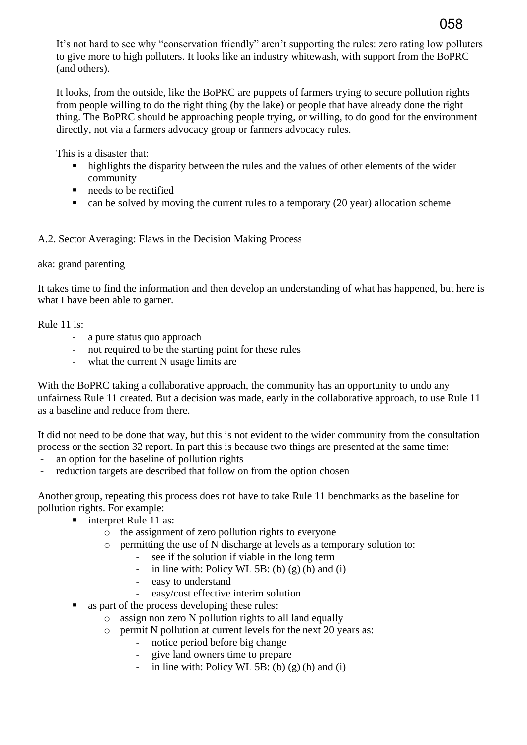It's not hard to see why "conservation friendly" aren't supporting the rules: zero rating low polluters to give more to high polluters. It looks like an industry whitewash, with support from the BoPRC (and others).

It looks, from the outside, like the BoPRC are puppets of farmers trying to secure pollution rights from people willing to do the right thing (by the lake) or people that have already done the right thing. The BoPRC should be approaching people trying, or willing, to do good for the environment directly, not via a farmers advocacy group or farmers advocacy rules.

This is a disaster that:

- highlights the disparity between the rules and the values of other elements of the wider community
- needs to be rectified
- can be solved by moving the current rules to a temporary (20 year) allocation scheme

A.2. Sector Averaging: Flaws in the Decision Making Process

aka: grand parenting

It takes time to find the information and then develop an understanding of what has happened, but here is what I have been able to garner.

Rule 11 is:

- a pure status quo approach
- not required to be the starting point for these rules
- what the current N usage limits are

With the BoPRC taking a collaborative approach, the community has an opportunity to undo any unfairness Rule 11 created. But a decision was made, early in the collaborative approach, to use Rule 11 as a baseline and reduce from there.

It did not need to be done that way, but this is not evident to the wider community from the consultation process or the section 32 report. In part this is because two things are presented at the same time:

- an option for the baseline of pollution rights
- reduction targets are described that follow on from the option chosen

Another group, repeating this process does not have to take Rule 11 benchmarks as the baseline for pollution rights. For example:

- interpret Rule 11 as:
    - the assignment of zero pollution rights to everyone
    - permitting the use of N discharge at levels as a temporary solution to:
        - see if the solution if viable in the long term
        - in line with: Policy WL 5B: (b) (g) (h) and (i)
        - easy to understand
        - easy/cost effective interim solution
- as part of the process developing these rules:
    - assign non zero N pollution rights to all land equally
    - permit N pollution at current levels for the next 20 years as:
        - notice period before big change
        - give land owners time to prepare
        - in line with: Policy WL 5B: (b) (g) (h) and (i)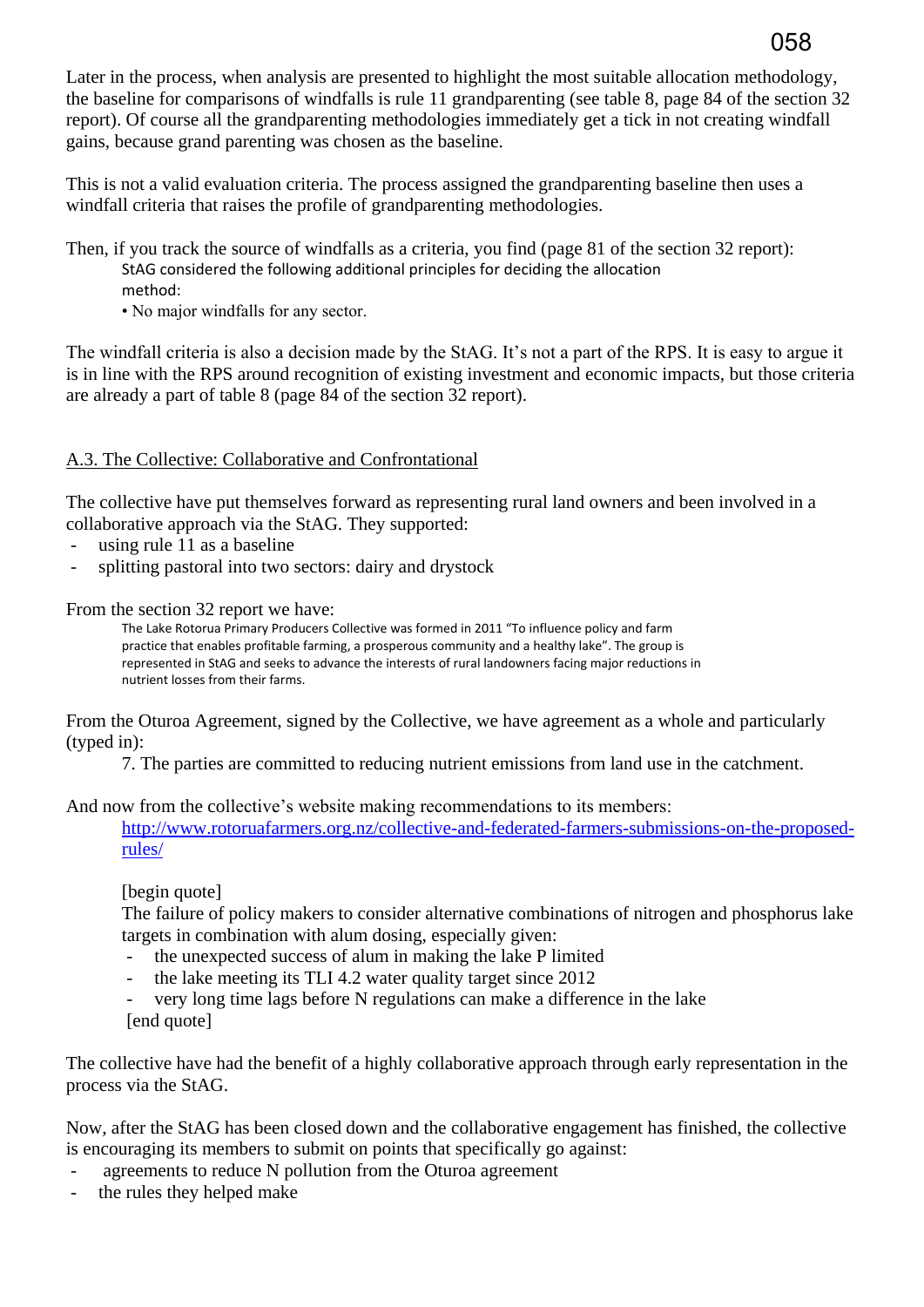Later in the process, when analysis are presented to highlight the most suitable allocation methodology, the baseline for comparisons of windfalls is rule 11 grandparenting (see table 8, page 84 of the section 32 report). Of course all the grandparenting methodologies immediately get a tick in not creating windfall gains, because grand parenting was chosen as the baseline.

This is not a valid evaluation criteria. The process assigned the grandparenting baseline then uses a windfall criteria that raises the profile of grandparenting methodologies.

Then, if you track the source of windfalls as a criteria, you find (page 81 of the section 32 report):

> StAG considered the following additional principles for deciding the allocation method:
>
> • No major windfalls for any sector.

The windfall criteria is also a decision made by the StAG. It's not a part of the RPS. It is easy to argue it is in line with the RPS around recognition of existing investment and economic impacts, but those criteria are already a part of table 8 (page 84 of the section 32 report).

<u>A.3. The Collective: Collaborative and Confrontational</u>

The collective have put themselves forward as representing rural land owners and been involved in a collaborative approach via the StAG. They supported:

- using rule 11 as a baseline
- splitting pastoral into two sectors: dairy and drystock

From the section 32 report we have:

> The Lake Rotorua Primary Producers Collective was formed in 2011 "To influence policy and farm practice that enables profitable farming, a prosperous community and a healthy lake". The group is represented in StAG and seeks to advance the interests of rural landowners facing major reductions in nutrient losses from their farms.

From the Oturoa Agreement, signed by the Collective, we have agreement as a whole and particularly (typed in):

> 7. The parties are committed to reducing nutrient emissions from land use in the catchment.

And now from the collective's website making recommendations to its members:

> http://www.rotoruafarmers.org.nz/collective-and-federated-farmers-submissions-on-the-proposed-rules/
>
> [begin quote]
>
> The failure of policy makers to consider alternative combinations of nitrogen and phosphorus lake targets in combination with alum dosing, especially given:
>
> - the unexpected success of alum in making the lake P limited
> - the lake meeting its TLI 4.2 water quality target since 2012
> - very long time lags before N regulations can make a difference in the lake
>
> [end quote]

The collective have had the benefit of a highly collaborative approach through early representation in the process via the StAG.

Now, after the StAG has been closed down and the collaborative engagement has finished, the collective is encouraging its members to submit on points that specifically go against:

- agreements to reduce N pollution from the Oturoa agreement
- the rules they helped make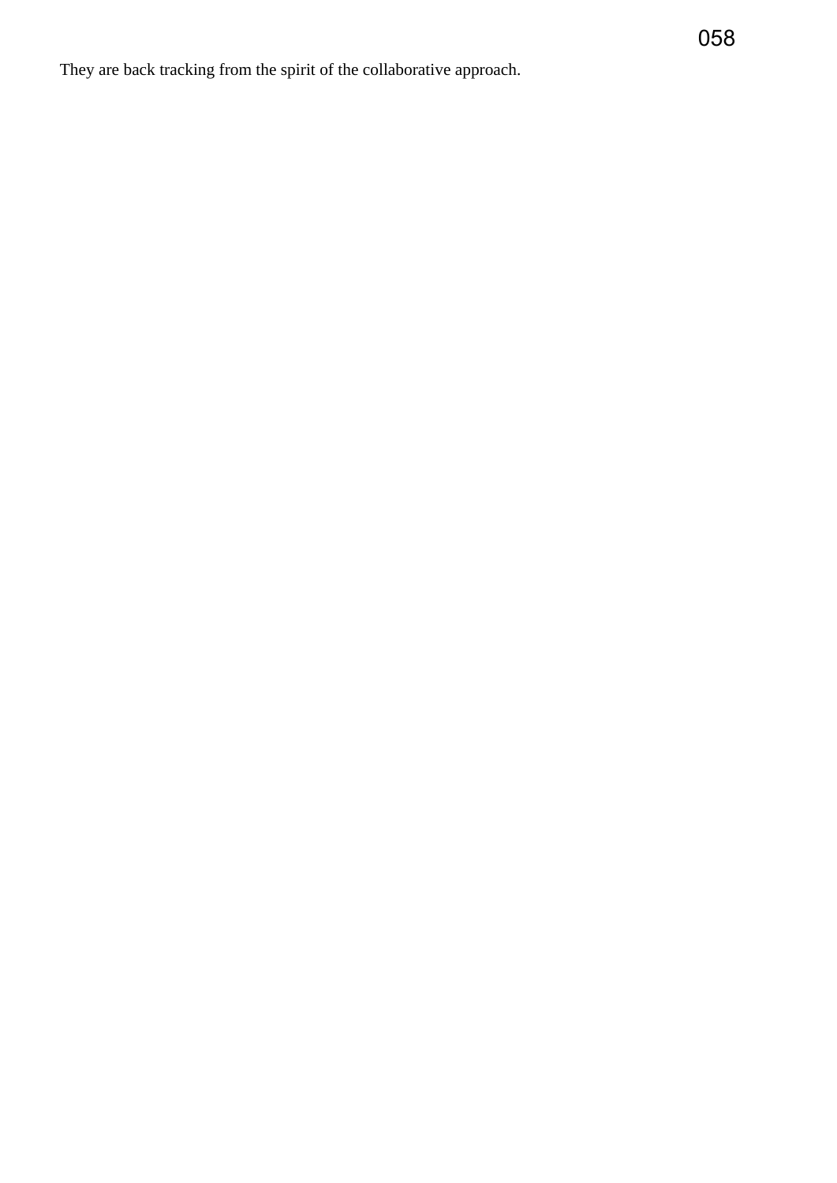They are back tracking from the spirit of the collaborative approach.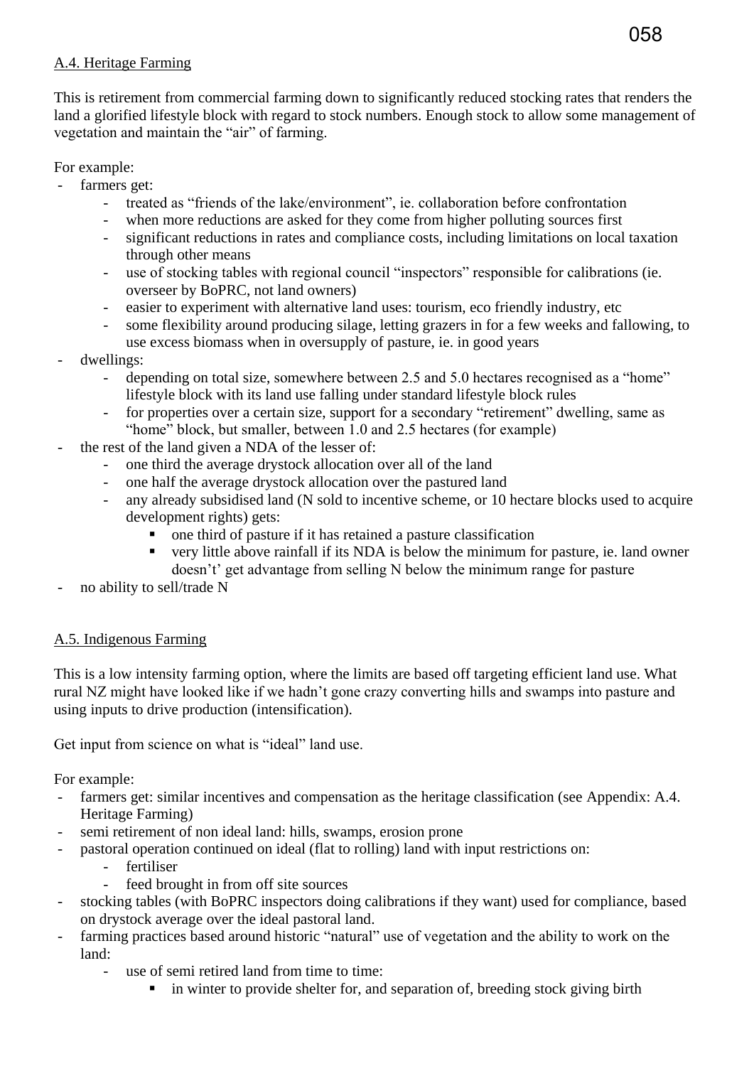A.4. Heritage Farming

This is retirement from commercial farming down to significantly reduced stocking rates that renders the land a glorified lifestyle block with regard to stock numbers. Enough stock to allow some management of vegetation and maintain the "air" of farming.

For example:

- farmers get:
  - treated as "friends of the lake/environment", ie. collaboration before confrontation
  - when more reductions are asked for they come from higher polluting sources first
  - significant reductions in rates and compliance costs, including limitations on local taxation through other means
  - use of stocking tables with regional council "inspectors" responsible for calibrations (ie. overseer by BoPRC, not land owners)
  - easier to experiment with alternative land uses: tourism, eco friendly industry, etc
  - some flexibility around producing silage, letting grazers in for a few weeks and fallowing, to use excess biomass when in oversupply of pasture, ie. in good years
- dwellings:
  - depending on total size, somewhere between 2.5 and 5.0 hectares recognised as a "home" lifestyle block with its land use falling under standard lifestyle block rules
  - for properties over a certain size, support for a secondary "retirement" dwelling, same as "home" block, but smaller, between 1.0 and 2.5 hectares (for example)
- the rest of the land given a NDA of the lesser of:
  - one third the average drystock allocation over all of the land
  - one half the average drystock allocation over the pastured land
  - any already subsidised land (N sold to incentive scheme, or 10 hectare blocks used to acquire development rights) gets:
    - one third of pasture if it has retained a pasture classification
    - very little above rainfall if its NDA is below the minimum for pasture, ie. land owner doesn't' get advantage from selling N below the minimum range for pasture
- no ability to sell/trade N

A.5. Indigenous Farming

This is a low intensity farming option, where the limits are based off targeting efficient land use. What rural NZ might have looked like if we hadn't gone crazy converting hills and swamps into pasture and using inputs to drive production (intensification).

Get input from science on what is "ideal" land use.

For example:

- farmers get: similar incentives and compensation as the heritage classification (see Appendix: A.4. Heritage Farming)
- semi retirement of non ideal land: hills, swamps, erosion prone
- pastoral operation continued on ideal (flat to rolling) land with input restrictions on:
  - fertiliser
  - feed brought in from off site sources
- stocking tables (with BoPRC inspectors doing calibrations if they want) used for compliance, based on drystock average over the ideal pastoral land.
- farming practices based around historic "natural" use of vegetation and the ability to work on the land:
  - use of semi retired land from time to time:
    - in winter to provide shelter for, and separation of, breeding stock giving birth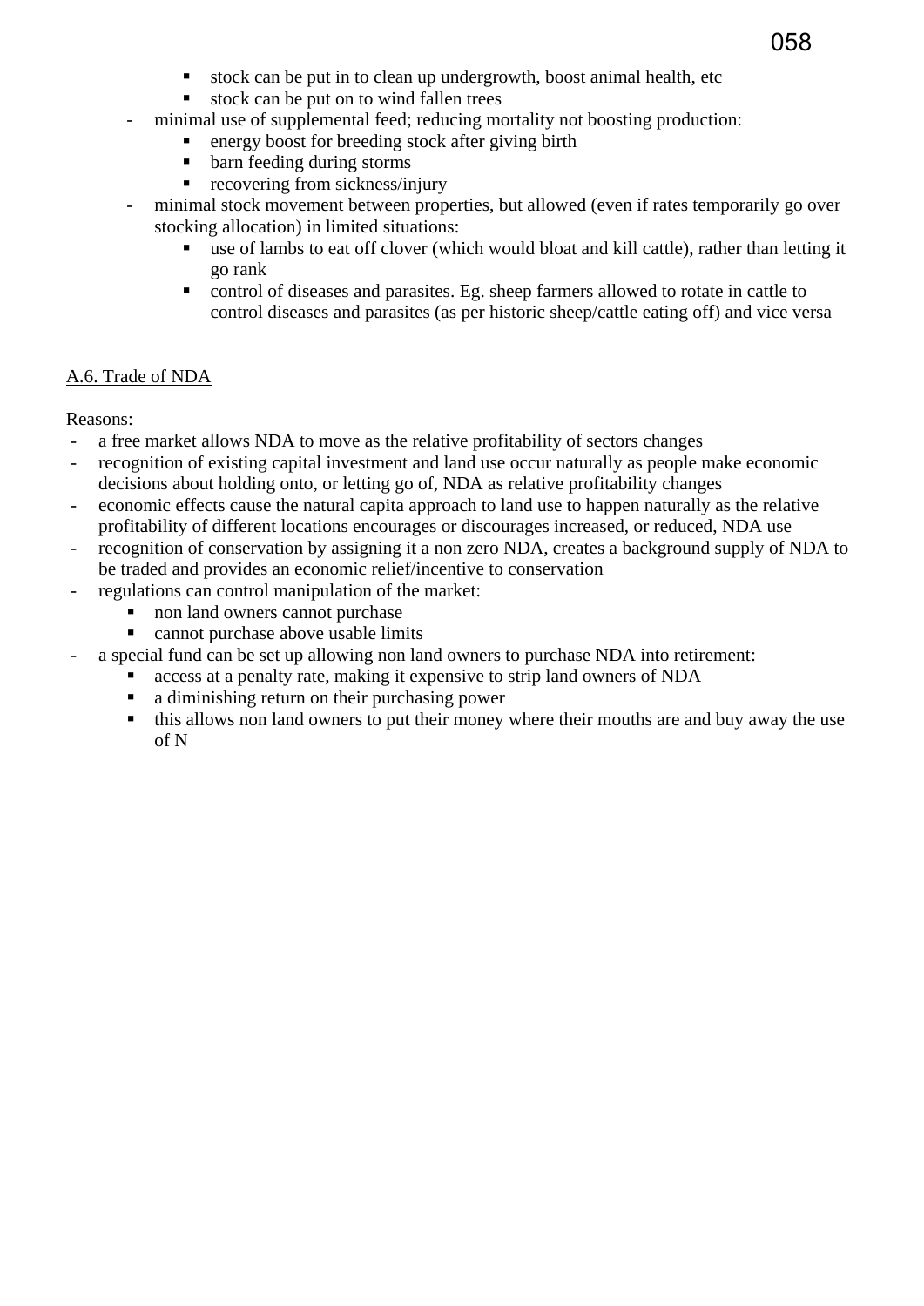- stock can be put in to clean up undergrowth, boost animal health, etc
    - stock can be put on to wind fallen trees
- minimal use of supplemental feed; reducing mortality not boosting production:
    - energy boost for breeding stock after giving birth
    - barn feeding during storms
    - recovering from sickness/injury
- minimal stock movement between properties, but allowed (even if rates temporarily go over stocking allocation) in limited situations:
    - use of lambs to eat off clover (which would bloat and kill cattle), rather than letting it go rank
    - control of diseases and parasites. Eg. sheep farmers allowed to rotate in cattle to control diseases and parasites (as per historic sheep/cattle eating off) and vice versa

<u>A.6. Trade of NDA</u>

Reasons:

- a free market allows NDA to move as the relative profitability of sectors changes
- recognition of existing capital investment and land use occur naturally as people make economic decisions about holding onto, or letting go of, NDA as relative profitability changes
- economic effects cause the natural capita approach to land use to happen naturally as the relative profitability of different locations encourages or discourages increased, or reduced, NDA use
- recognition of conservation by assigning it a non zero NDA, creates a background supply of NDA to be traded and provides an economic relief/incentive to conservation
- regulations can control manipulation of the market:
    - non land owners cannot purchase
    - cannot purchase above usable limits
- a special fund can be set up allowing non land owners to purchase NDA into retirement:
    - access at a penalty rate, making it expensive to strip land owners of NDA
    - a diminishing return on their purchasing power
    - this allows non land owners to put their money where their mouths are and buy away the use of N